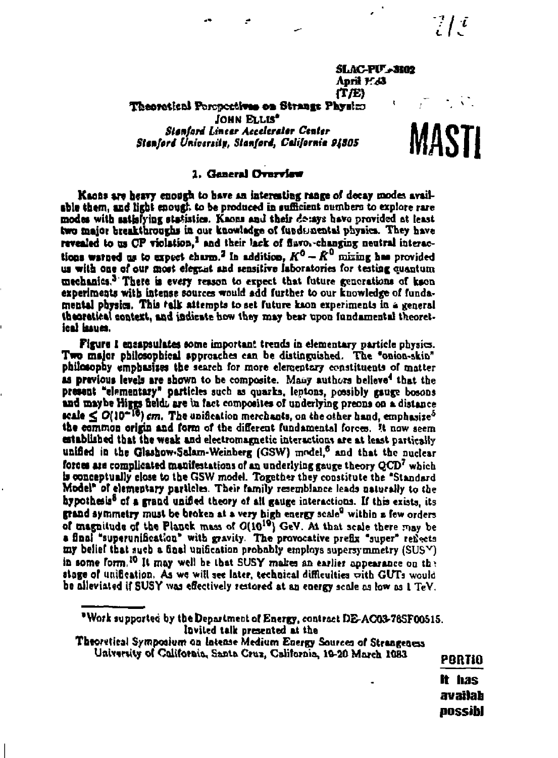SLAC-PUB-3102
April 1983
(T/E)

# Theoretical Perspectives on Strange Physics

JOHN ELLIS*

*Stanford Linear Accelerator Center*
*Stanford University, Stanford, California 94305*

## 1. General Overview

Kaons are heavy enough to have an interesting range of decay modes available them, and light enough to be produced in sufficient numbers to explore rare modes with satisfying statistics. Kaons and their decays have provided at least two major breakthroughs in our knowledge of fundamental physics. They have revealed to us CP violation,[1] and their lack of flavor-changing neutral interactions warned us to expect charm.[2] In addition, $K^0 - \bar{K}^0$ mixing has provided us with one of our most elegant and sensitive laboratories for testing quantum mechanics.[3] There is every reason to expect that future generations of kaon experiments with intense sources would add further to our knowledge of fundamental physics. This talk attempts to set future kaon experiments in a general theoretical context, and indicate how they may bear upon fundamental theoretical issues.

Figure 1 encapsulates some important trends in elementary particle physics. Two major philosophical approaches can be distinguished. The "onion-skin" philosophy emphasizes the search for more elementary constituents of matter as previous levels are shown to be composite. Many authors believe[4] that the present "elementary" particles such as quarks, leptons, possibly gauge bosons and maybe Higgs fields are in fact composites of underlying preons on a distance scale $\lesssim O(10^{-16})$ *cm*. The unification merchants, on the other hand, emphasize[5] the common origin and form of the different fundamental forces. It now seem established that the weak and electromagnetic interactions are at least partically unified in the Glashow-Salam-Weinberg (GSW) model,[6] and that the nuclear forces are complicated manifestations of an underlying gauge theory QCD[7] which is conceptually close to the GSW model. Together they constitute the "Standard Model" of elementary particles. Their family resemblance leads naturally to the hypothesis[8] of a grand unified theory of all gauge interactions. If this exists, its grand symmetry must be broken at a very high energy scale[9] within a few orders of magnitude of the Planck mass of $O(10^{19})$ GeV. At that scale there may be a final "superunification" with gravity. The provocative prefix "super" reflects my belief that such a final unification probably employs supersymmetry (SUSY) in some form.[10] It may well be that SUSY makes an earlier appearance on the stage of unification. As we will see later, technical difficulties with GUTs would be alleviated if SUSY was effectively restored at an energy scale as low as 1 TeV.

---

*Work supported by the Department of Energy, contract DE-AC03-76SF00515.

Invited talk presented at the

Theoretical Symposium on Intense Medium Energy Sources of Strangeness
University of California, Santa Cruz, California, 19-20 March 1983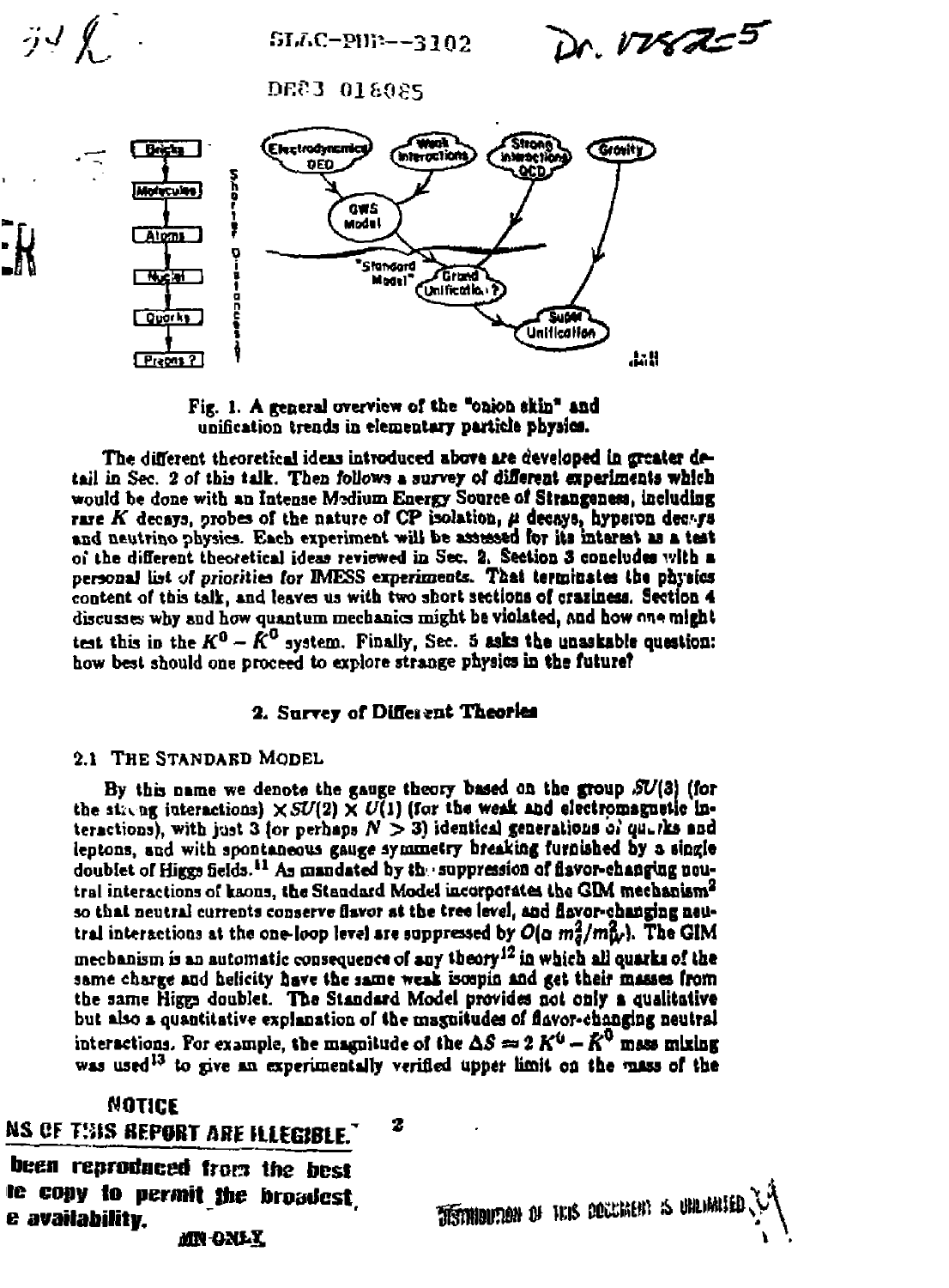Fig. 1. A general overview of the "onion skin" and unification trends in elementary particle physics.

The different theoretical ideas introduced above are developed in greater detail in Sec. 2 of this talk. Then follows a survey of different experiments which would be done with an Intense Medium Energy Source of Strangeness, including rare $K$ decays, probes of the nature of CP violation, $\mu$ decays, hyperon decays and neutrino physics. Each experiment will be assessed for its interest as a test of the different theoretical ideas reviewed in Sec. 2. Section 3 concludes with a personal list of priorities for IMESS experiments. That terminates the physics content of this talk, and leaves us with two short sections of craziness. Section 4 discusses why and how quantum mechanics might be violated, and how one might test this in the $K^0 - \bar{K}^0$ system. Finally, Sec. 5 asks the unaskable question: how best should one proceed to explore strange physics in the future?

## 2. Survey of Different Theories

### 2.1 The Standard Model

By this name we denote the gauge theory based on the group $SU(3)$ (for the strong interactions) $\times SU(2) \times U(1)$ (for the weak and electromagnetic interactions), with just 3 (or perhaps $N > 3$) identical generations of quarks and leptons, and with spontaneous gauge symmetry breaking furnished by a single doublet of Higgs fields.[11] As mandated by the suppression of flavor-changing neutral interactions of kaons, the Standard Model incorporates the GIM mechanism[2] so that neutral currents conserve flavor at the tree level, and flavor-changing neutral interactions at the one-loop level are suppressed by $O(\alpha\, m_q^2/m_W^2)$. The GIM mechanism is an automatic consequence of any theory[12] in which all quarks of the same charge and helicity have the same weak isospin and get their masses from the same Higgs doublet. The Standard Model provides not only a qualitative but also a quantitative explanation of the magnitudes of flavor-changing neutral interactions. For example, the magnitude of the $\Delta S = 2$ $K^0 - \bar{K}^0$ mass mixing was used[13] to give an experimentally verified upper limit on the mass of the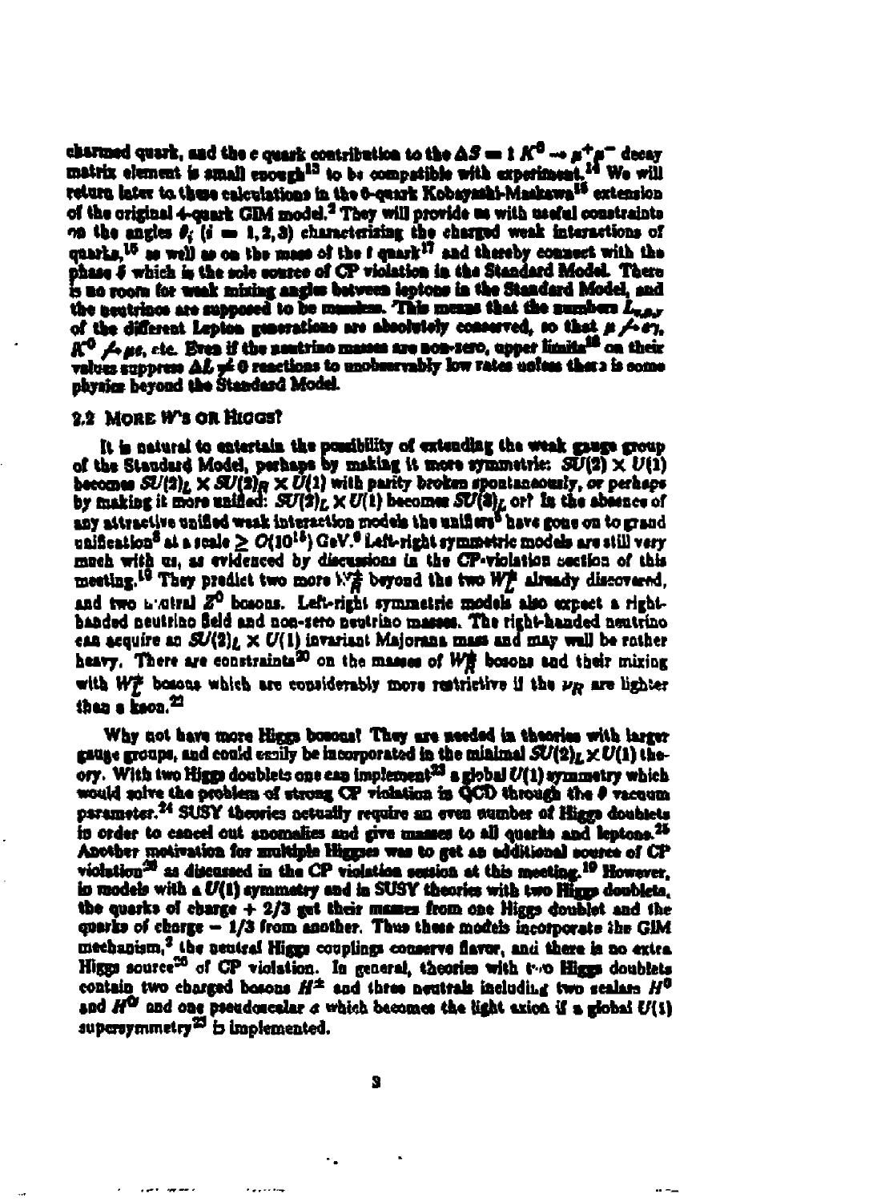charmed quark, and the $c$ quark contribution to the $\Delta S = 1$ $K^0 \to \mu^+\mu^-$ decay matrix element is small enough[13] to be compatible with experiment.[14] We will return later to these calculations in the 6-quark Kobayashi-Maskawa[15] extension of the original 4-quark GIM model.[2] They will provide us with useful constraints on the angles $\theta_i$ ($i = 1,2,3$) characterizing the charged weak interactions of quarks,[16] as well as on the mass of the $t$ quark[17] and thereby connect with the phase $\delta$ which is the sole source of CP violation in the Standard Model. There is no room for weak mixing angles between leptons in the Standard Model, and the neutrinos are supposed to be massless. This means that the numbers $L_{e,\mu,\tau}$ of the different Lepton generations are absolutely conserved, so that $\mu \not\to e\gamma$, $K^0 \not\to \mu e$, etc. Even if the neutrino masses are non-zero, upper limits[18] on their values suppress $\Delta L \neq 0$ reactions to unobservably low rates unless there is some physics beyond the Standard Model.

## 2.2 More W's or Higgs?

It is natural to entertain the possibility of extending the weak gauge group of the Standard Model, perhaps by making it more symmetric: $SU(2) \times U(1)$ becomes $SU(2)_L \times SU(2)_R \times U(1)$ with parity broken spontaneously, or perhaps by making it more unified: $SU(2)_L \times U(1)$ becomes $SU(3)_L$ or? In the absence of any attractive unified weak interaction models the unifiers[8] have gone on to grand unification[8] at a scale $\geq O(10^{15})$ GeV.[9] Left-right symmetric models are still very much with us, as evidenced by discussions in the CP-violation section of this meeting.[19] They predict two more $W_R^\pm$ beyond the two $W_L^\pm$ already discovered, and two neutral $Z^0$ bosons. Left-right symmetric models also expect a right-handed neutrino field and non-zero neutrino masses. The right-handed neutrino can acquire an $SU(2)_L \times U(1)$ invariant Majorana mass and may well be rather heavy. There are constraints[20] on the masses of $W_R^\pm$ bosons and their mixing with $W_L^\pm$ bosons which are considerably more restrictive if the $\nu_R$ are lighter than a kaon.[21]

Why not have more Higgs bosons? They are needed in theories with larger gauge groups, and could easily be incorporated in the minimal $SU(2)_L \times U(1)$ theory. With two Higgs doublets one can implement[23] a global $U(1)$ symmetry which would solve the problem of strong CP violation in QCD through the $\theta$ vacuum parameter.[24] SUSY theories actually require an even number of Higgs doublets in order to cancel out anomalies and give masses to all quarks and leptons.[25] Another motivation for multiple Higgses was to get an additional source of CP violation[26] as discussed in the CP violation session at this meeting.[19] However, in models with a $U(1)$ symmetry and in SUSY theories with two Higgs doublets, the quarks of charge $+2/3$ get their masses from one Higgs doublet and the quarks of charge $-1/3$ from another. Thus these models incorporate the GIM mechanism,[2] the neutral Higgs couplings conserve flavor, and there is no extra Higgs source[26] of CP violation. In general, theories with two Higgs doublets contain two charged bosons $H^\pm$ and three neutrals including two scalars $H^0$ and $H^{0\prime}$ and one pseudoscalar $a$ which becomes the light axion if a global $U(1)$ supersymmetry[23] is implemented.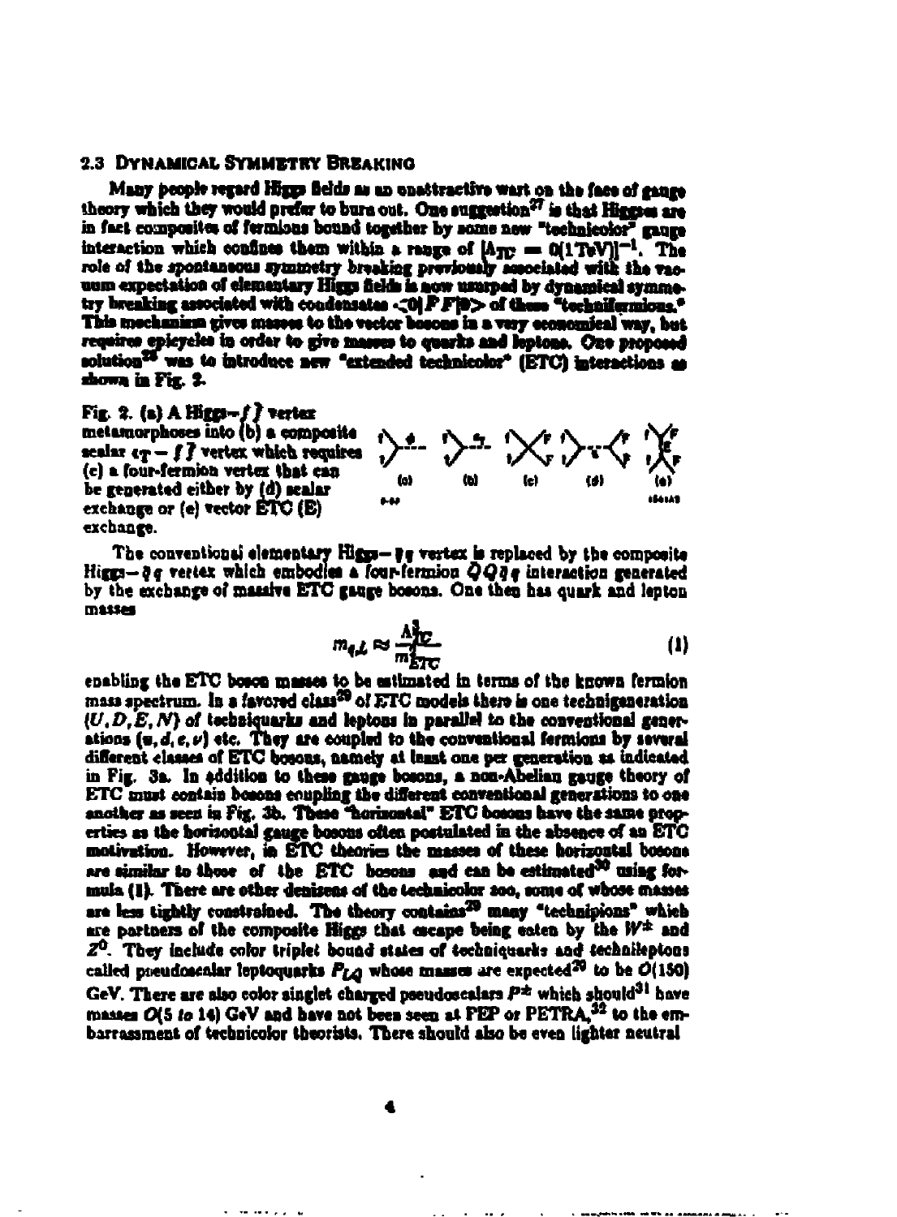### 2.3 Dynamical Symmetry Breaking

Many people regard Higgs fields as an unattractive wart on the face of gauge theory which they would prefer to burn out. One suggestion[27] is that Higgses are in fact composites of fermions bound together by some new "technicolor" gauge interaction which confines them within a range of $[\Lambda_{TC} = 0(1\,\text{TeV})]^{-1}$. The role of the spontaneous symmetry breaking previously associated with the vacuum expectation of elementary Higgs fields is now usurped by dynamical symmetry breaking associated with condensates $<0|\bar{F}F|0>$ of these "technifermions." This mechanism gives masses to the vector bosons in a very economical way, but requires epicycles in order to give masses to quarks and leptons. One proposed solution[28] was to introduce new "extended technicolor" (ETC) interactions as shown in Fig. 2.

Fig. 2. (a) A Higgs$-f\bar{f}$ vertex metamorphoses into (b) a composite scalar $\epsilon_T - f\bar{f}$ vertex which requires (c) a four-fermion vertex that can be generated either by (d) scalar exchange or (e) vector ETC (E) exchange.

The conventional elementary Higgs$-\bar{q}q$ vertex is replaced by the composite Higgs$-\bar{q}q$ vertex which embodies a four-fermion $\bar{Q}Q\bar{q}q$ interaction generated by the exchange of massive ETC gauge bosons. One then has quark and lepton masses

$$m_{q,L} \approx \frac{\Lambda_{TC}^3}{m_{ETC}^2} \tag{1}$$

enabling the ETC boson masses to be estimated in terms of the known fermion mass spectrum. In a favored class[29] of ETC models there is one technigeneration $(U, D, E, N)$ of techniquarks and leptons in parallel to the conventional generations $(u, d, e, \nu)$ etc. They are coupled to the conventional fermions by several different classes of ETC bosons, namely at least one per generation as indicated in Fig. 3a. In addition to these gauge bosons, a non-Abelian gauge theory of ETC must contain bosons coupling the different conventional generations to one another as seen in Fig. 3b. These "horizontal" ETC bosons have the same properties as the horizontal gauge bosons often postulated in the absence of an ETC motivation. However, in ETC theories the masses of these horizontal bosons are similar to those of the ETC bosons and can be estimated[30] using formula (1). There are other denizens of the technicolor zoo, some of whose masses are less tightly constrained. The theory contains[29] many "technipions" which are partners of the composite Higgs that escape being eaten by the $W^{\pm}$ and $Z^0$. They include color triplet bound states of techniquarks and technileptons called pseudoscalar leptoquarks $P_{LQ}$ whose masses are expected[29] to be $O(150)$ GeV. There are also color singlet charged pseudoscalars $P^{\pm}$ which should[31] have masses $O(5$ *to* $14)$ GeV and have not been seen at PEP or PETRA,[32] to the embarrassment of technicolor theorists. There should also be even lighter neutral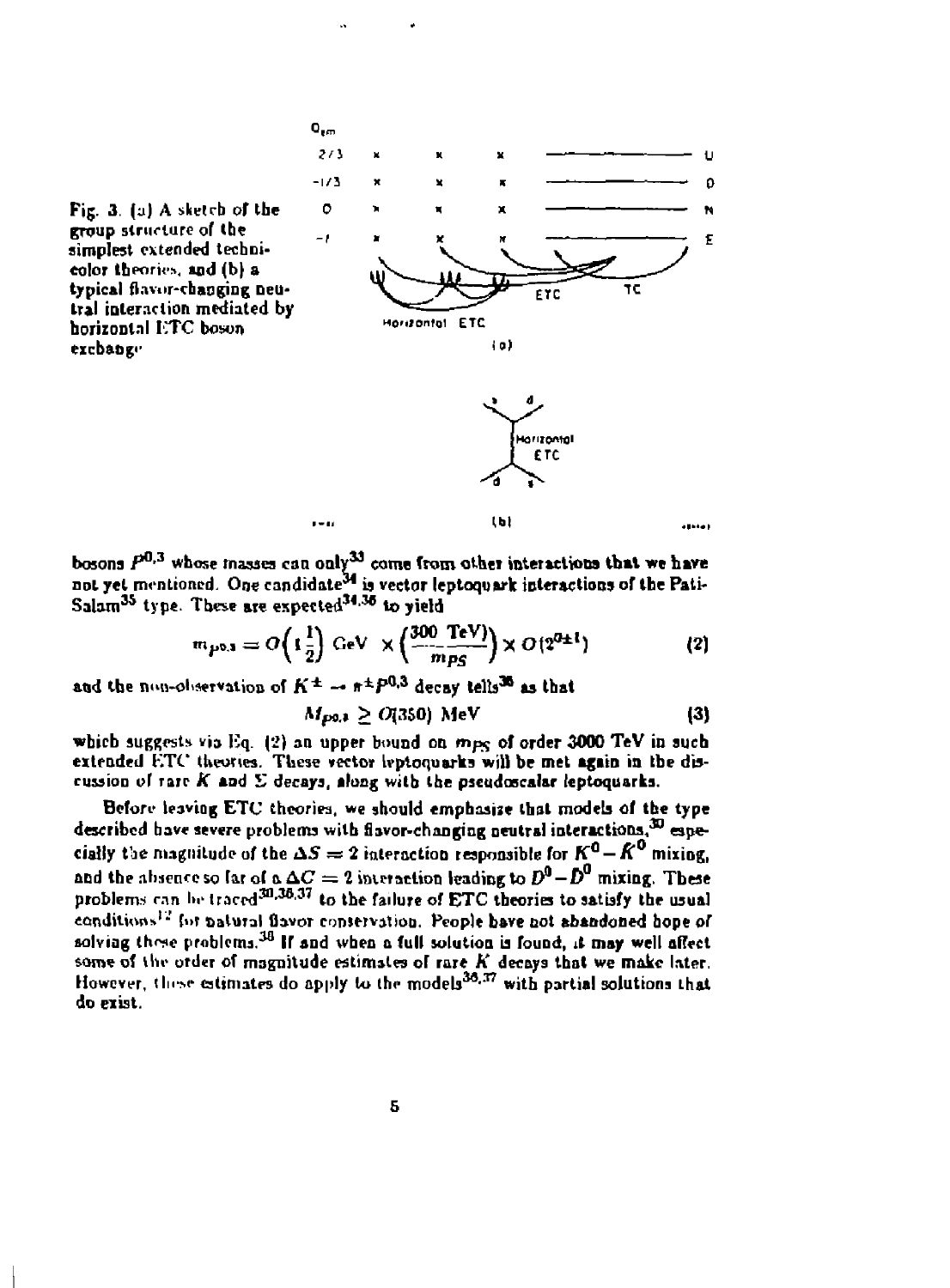Fig. 3. (a) A sketch of the group structure of the simplest extended technicolor theories, and (b) a typical flavor-changing neutral interaction mediated by horizontal ETC boson exchange

bosons $P^{0,3}$ whose masses can only[33] come from other interactions that we have not yet mentioned. One candidate[34] is vector leptoquark interactions of the Pati-Salam[35] type. These are expected[34,36] to yield

$$m_{P^{0,3}} = O\left(1\frac{1}{2}\right)\ \text{GeV}\ \times \left(\frac{300\ \text{TeV}}{m_{PS}}\right) \times O(2^{0\pm1}) \tag{2}$$

and the non-observation of $K^{\pm} \to \pi^{\pm} P^{0,3}$ decay tells[36] us that

$$M_{P^{0,3}} \geq O(350)\ \text{MeV} \tag{3}$$

which suggests via Eq. (2) an upper bound on $m_{PS}$ of order 3000 TeV in such extended ETC theories. These vector leptoquarks will be met again in the discussion of rare $K$ and $\Sigma$ decays, along with the pseudoscalar leptoquarks.

Before leaving ETC theories, we should emphasize that models of the type described have severe problems with flavor-changing neutral interactions,[30] especially the magnitude of the $\Delta S = 2$ interaction responsible for $K^0 - \bar{K}^0$ mixing, and the absence so far of a $\Delta C = 2$ interaction leading to $D^0 - \bar{D}^0$ mixing. These problems can be traced[30,36,37] to the failure of ETC theories to satisfy the usual conditions[12] for natural flavor conservation. People have not abandoned hope of solving these problems.[38] If and when a full solution is found, it may well affect some of the order of magnitude estimates of rare $K$ decays that we make later. However, these estimates do apply to the models[36,37] with partial solutions that do exist.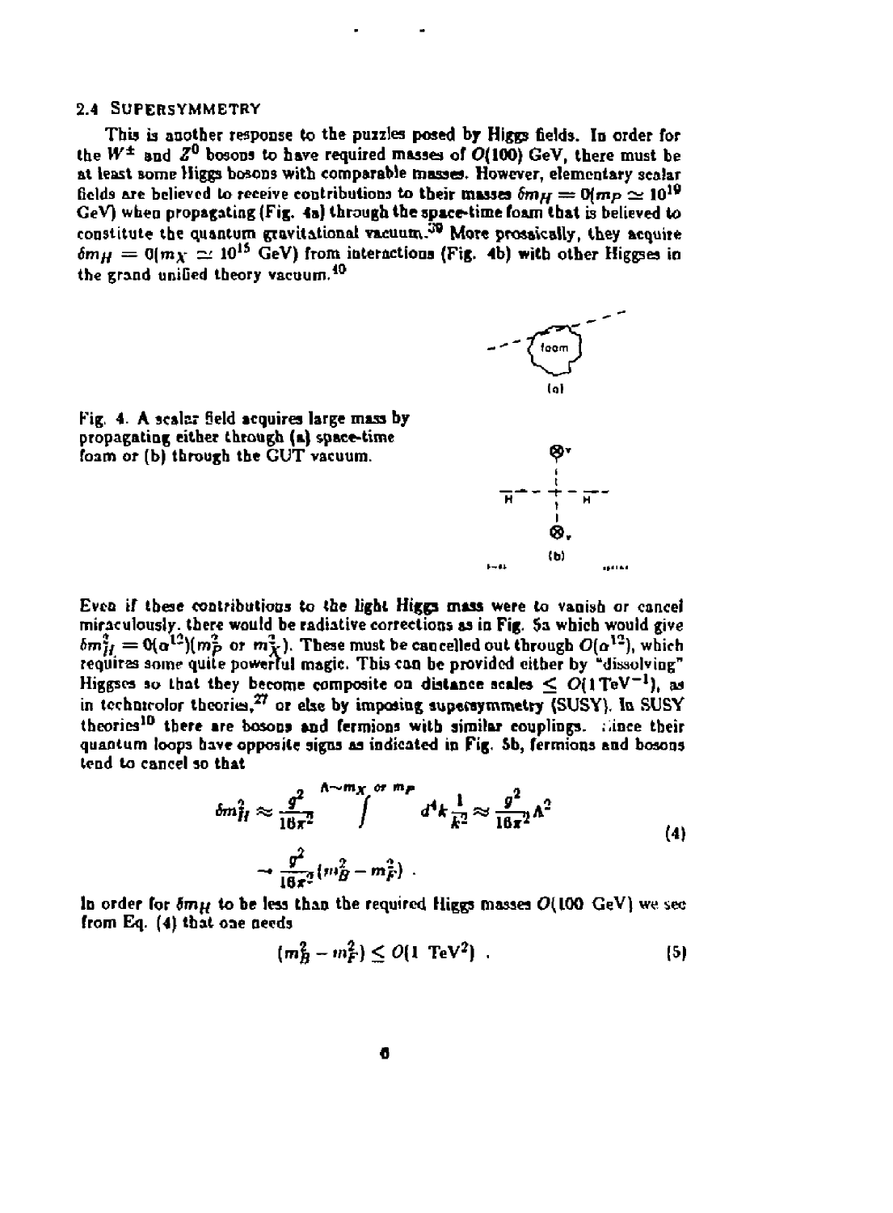### 2.4 SUPERSYMMETRY

This is another response to the puzzles posed by Higgs fields. In order for the $W^{\pm}$ and $Z^0$ bosons to have required masses of $O(100)$ GeV, there must be at least some Higgs bosons with comparable masses. However, elementary scalar fields are believed to receive contributions to their masses $\delta m_H = O(m_P \simeq 10^{19}$ GeV) when propagating (Fig. 4a) through the space-time foam that is believed to constitute the quantum gravitational vacuum.[39] More prosaically, they acquire $\delta m_H = O(m_X \simeq 10^{15}$ GeV) from interactions (Fig. 4b) with other Higgses in the grand unified theory vacuum.[40]

Fig. 4. A scalar field acquires large mass by propagating either through (a) space-time foam or (b) through the GUT vacuum.

Even if these contributions to the light Higgs mass were to vanish or cancel miraculously, there would be radiative corrections as in Fig. 5a which would give $\delta m_H^2 = O(\alpha^{12})(m_P^2$ or $m_X^2)$. These must be cancelled out through $O(\alpha^{12})$, which requires some quite powerful magic. This can be provided either by "dissolving" Higgses so that they become composite on distance scales $\leq O(1\,\mathrm{TeV}^{-1})$, as in technicolor theories,[27] or else by imposing supersymmetry (SUSY). In SUSY theories[10] there are bosons and fermions with similar couplings. Since their quantum loops have opposite signs as indicated in Fig. 5b, fermions and bosons tend to cancel so that

$$
\begin{aligned}
\delta m_H^2 &\approx \frac{g^2}{16\pi^2} \int^{\Lambda \sim m_X \text{ or } m_P} d^4k \frac{1}{k^2} \approx \frac{g^2}{16\pi^2}\Lambda^2 \\
&\rightarrow \frac{g^2}{16\pi^2}(m_B^2 - m_F^2) \ .
\end{aligned}
\tag{4}
$$

In order for $\delta m_H$ to be less than the required Higgs masses $O(100$ GeV) we see from Eq. (4) that one needs

$$
(m_B^2 - m_F^2) \leq O(1\ \mathrm{TeV}^2) \ . \tag{5}
$$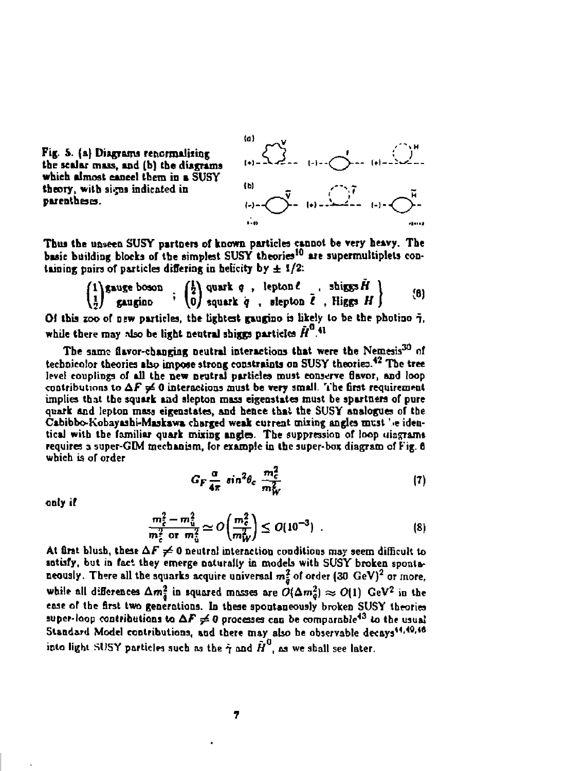Fig. 5. (a) Diagrams renormalizing the scalar mass, and (b) the diagrams which almost cancel them in a SUSY theory, with signs indicated in parentheses.

Thus the unseen SUSY partners of known particles cannot be very heavy. The basic building blocks of the simplest SUSY theories[10] are supermultiplets containing pairs of particles differing in helicity by $\pm 1/2$:

$$\begin{pmatrix} 1 \\ \frac{1}{2} \end{pmatrix} \begin{matrix} \text{gauge boson} \\ \text{gaugino} \end{matrix} \; ; \; \begin{pmatrix} \frac{1}{2} \\ 0 \end{pmatrix} \left\{ \begin{matrix} \text{quark } q \;, & \text{lepton } \ell \;, & \text{shiggs } \tilde{H} \\ \text{squark } \tilde{q} \;, & \text{slepton } \tilde{\ell} \;, & \text{Higgs } H \end{matrix} \right\} \tag{6}$$

Of this zoo of new particles, the lightest gaugino is likely to be the photino $\tilde{\gamma}$, while there may also be light neutral shiggs particles $\tilde{H}^0$.[41]

The same flavor-changing neutral interactions that were the Nemesis[30] of technicolor theories also impose strong constraints on SUSY theories.[42] The tree level couplings of all the new neutral particles must conserve flavor, and loop contributions to $\Delta F \neq 0$ interactions must be very small. The first requirement implies that the squark and slepton mass eigenstates must be spartners of pure quark and lepton mass eigenstates, and hence that the SUSY analogues of the Cabibbo-Kobayashi-Maskawa charged weak current mixing angles must be identical with the familiar quark mixing angles. The suppression of loop diagrams requires a super-GIM mechanism, for example in the super-box diagram of Fig. 6 which is of order

$$G_F \frac{\alpha}{4\pi} \sin^2\theta_c \frac{m_{\tilde{c}}^2}{m_{\tilde{W}}^2} \tag{7}$$

only if

$$\frac{m_{\tilde{c}}^2 - m_{\tilde{u}}^2}{m_{\tilde{c}}^2 \text{ or } m_{\tilde{u}}^2} \simeq O\left(\frac{m_c^2}{m_W^2}\right) \leq O(10^{-3}) \; . \tag{8}$$

At first blush, these $\Delta F \neq 0$ neutral interaction conditions may seem difficult to satisfy, but in fact they emerge naturally in models with SUSY broken spontaneously. There all the squarks acquire universal $m_{\tilde{q}}^2$ of order $(30 \text{ GeV})^2$ or more, while all differences $\Delta m_{\tilde{q}}^2$ in squared masses are $O(\Delta m_q^2) \approx O(1)$ GeV$^2$ in the case of the first two generations. In these spontaneously broken SUSY theories super-loop contributions to $\Delta F \neq 0$ processes can be comparable[43] to the usual Standard Model contributions, and there may also be observable decays[44,40,46] into light SUSY particles such as the $\tilde{\gamma}$ and $\tilde{H}^0$, as we shall see later.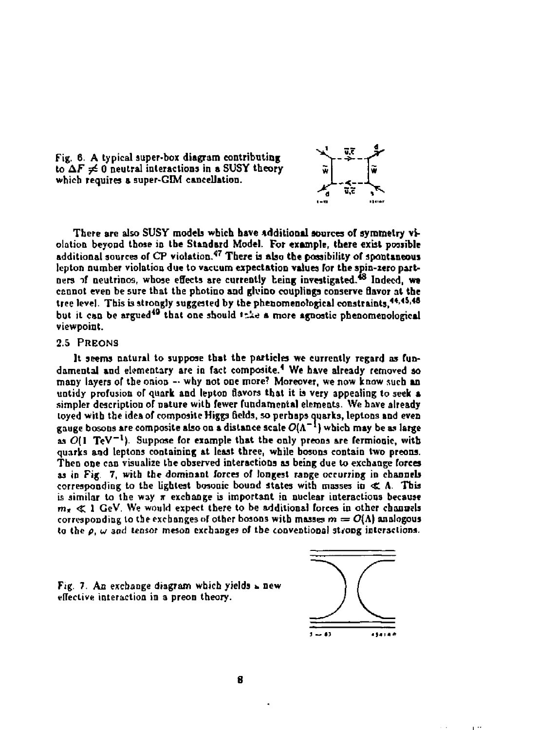Fig. 6. A typical super-box diagram contributing to $\Delta F \neq 0$ neutral interactions in a SUSY theory which requires a super-GIM cancellation.

There are also SUSY models which have additional sources of symmetry violation beyond those in the Standard Model. For example, there exist possible additional sources of CP violation.[47] There is also the possibility of spontaneous lepton number violation due to vacuum expectation values for the spin-zero partners of neutrinos, whose effects are currently being investigated.[48] Indeed, we cannot even be sure that the photino and gluino couplings conserve flavor at the tree level. This is strongly suggested by the phenomenological constraints,[44,45,46] but it can be argued[49] that one should take a more agnostic phenomenological viewpoint.

## 2.5 Preons

It seems natural to suppose that the particles we currently regard as fundamental and elementary are in fact composite.[4] We have already removed so many layers of the onion -- why not one more? Moreover, we now know such an untidy profusion of quark and lepton flavors that it is very appealing to seek a simpler description of nature with fewer fundamental elements. We have already toyed with the idea of composite Higgs fields, so perhaps quarks, leptons and even gauge bosons are composite also on a distance scale $O(\Lambda^{-1})$ which may be as large as $O(1 \text{ TeV}^{-1})$. Suppose for example that the only preons are fermionic, with quarks and leptons containing at least three, while bosons contain two preons. Then one can visualize the observed interactions as being due to exchange forces as in Fig. 7, with the dominant forces of longest range occurring in channels corresponding to the lightest bosonic bound states with masses $m \ll \Lambda$. This is similar to the way $\pi$ exchange is important in nuclear interactions because $m_\pi \ll 1$ GeV. We would expect there to be additional forces in other channels corresponding to the exchanges of other bosons with masses $m = O(\Lambda)$ analogous to the $\rho$, $\omega$ and tensor meson exchanges of the conventional strong interactions.

Fig. 7. An exchange diagram which yields a new effective interaction in a preon theory.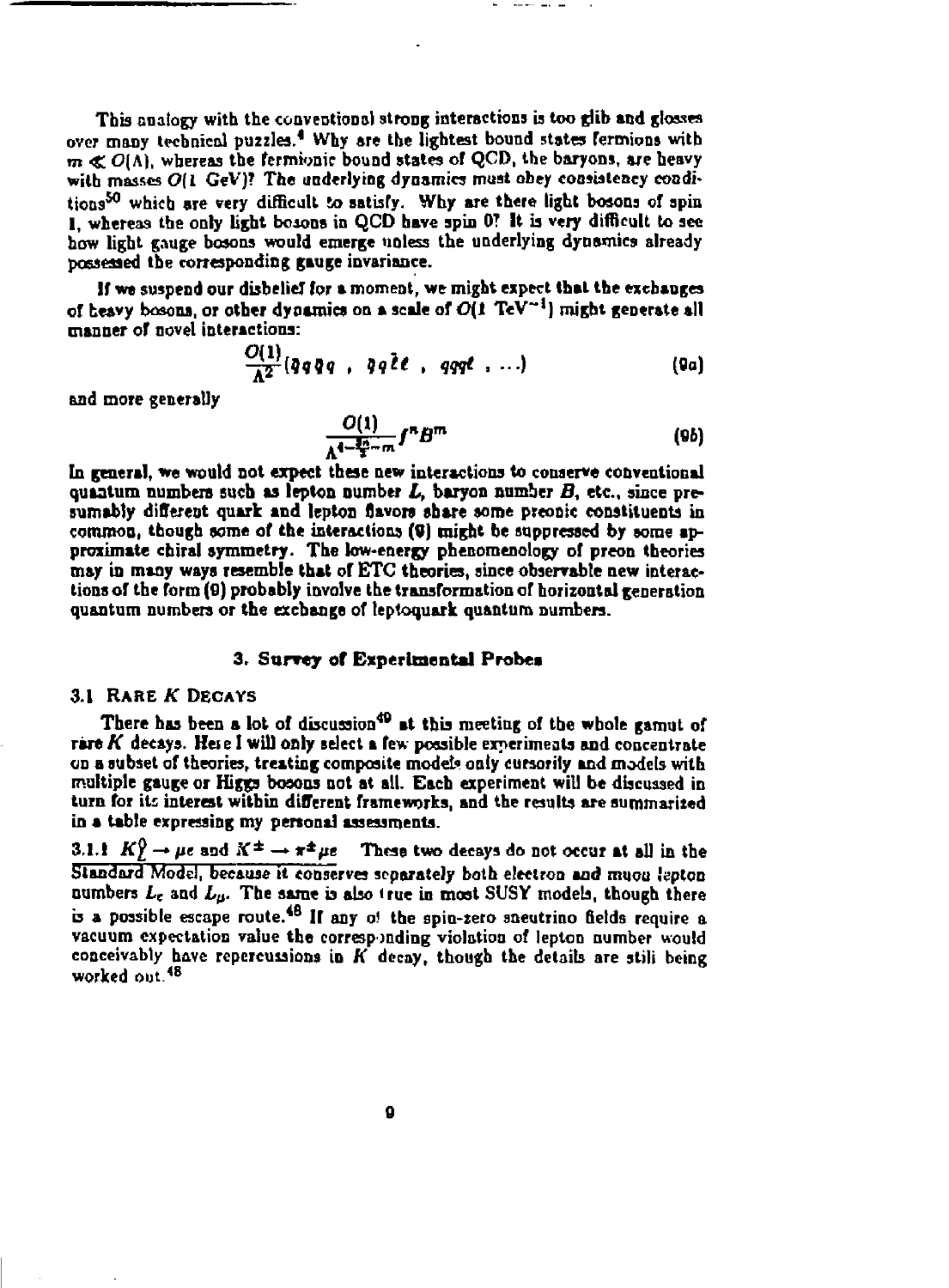This analogy with the conventional strong interactions is too glib and glosses over many technical puzzles.[4] Why are the lightest bound states fermions with $m \ll O(\Lambda)$, whereas the fermionic bound states of QCD, the baryons, are heavy with masses $O(1\ \text{GeV})$? The underlying dynamics must obey consistency conditions[50] which are very difficult to satisfy. Why are there light bosons of spin 1, whereas the only light bosons in QCD have spin 0? It is very difficult to see how light gauge bosons would emerge unless the underlying dynamics already possessed the corresponding gauge invariance.

If we suspend our disbelief for a moment, we might expect that the exchanges of heavy bosons, or other dynamics on a scale of $O(1\ \text{TeV}^{-1})$ might generate all manner of novel interactions:

$$\frac{O(1)}{\Lambda^2}(\bar{q}q\bar{q}q\ ,\ \bar{q}q\bar{\ell}\ell\ ,\ qqq\ell\ ,\ \ldots) \tag{9a}$$

and more generally

$$\frac{O(1)}{\Lambda^{4-\frac{3n}{2}-m}} f^n B^m \tag{9b}$$

In general, we would not expect these new interactions to conserve conventional quantum numbers such as lepton number $L$, baryon number $B$, etc., since presumably different quark and lepton flavors share some preonic constituents in common, though some of the interactions (9) might be suppressed by some approximate chiral symmetry. The low-energy phenomenology of preon theories may in many ways resemble that of ETC theories, since observable new interactions of the form (9) probably involve the transformation of horizontal generation quantum numbers or the exchange of leptoquark quantum numbers.

## 3. Survey of Experimental Probes

### 3.1 Rare $K$ Decays

There has been a lot of discussion[49] at this meeting of the whole gamut of rare $K$ decays. Here I will only select a few possible experiments and concentrate on a subset of theories, treating composite models only cursorily and models with multiple gauge or Higgs bosons not at all. Each experiment will be discussed in turn for its interest within different frameworks, and the results are summarized in a table expressing my personal assessments.

**3.1.1** $K^0_L \to \mu e$ and $K^\pm \to \pi^\pm \mu e$ These two decays do not occur at all in the Standard Model, because it conserves separately both electron and muon lepton numbers $L_e$ and $L_\mu$. The same is also true in most SUSY models, though there is a possible escape route.[48] If any of the spin-zero sneutrino fields require a vacuum expectation value the corresponding violation of lepton number would conceivably have repercussions in $K$ decay, though the details are still being worked out.[48]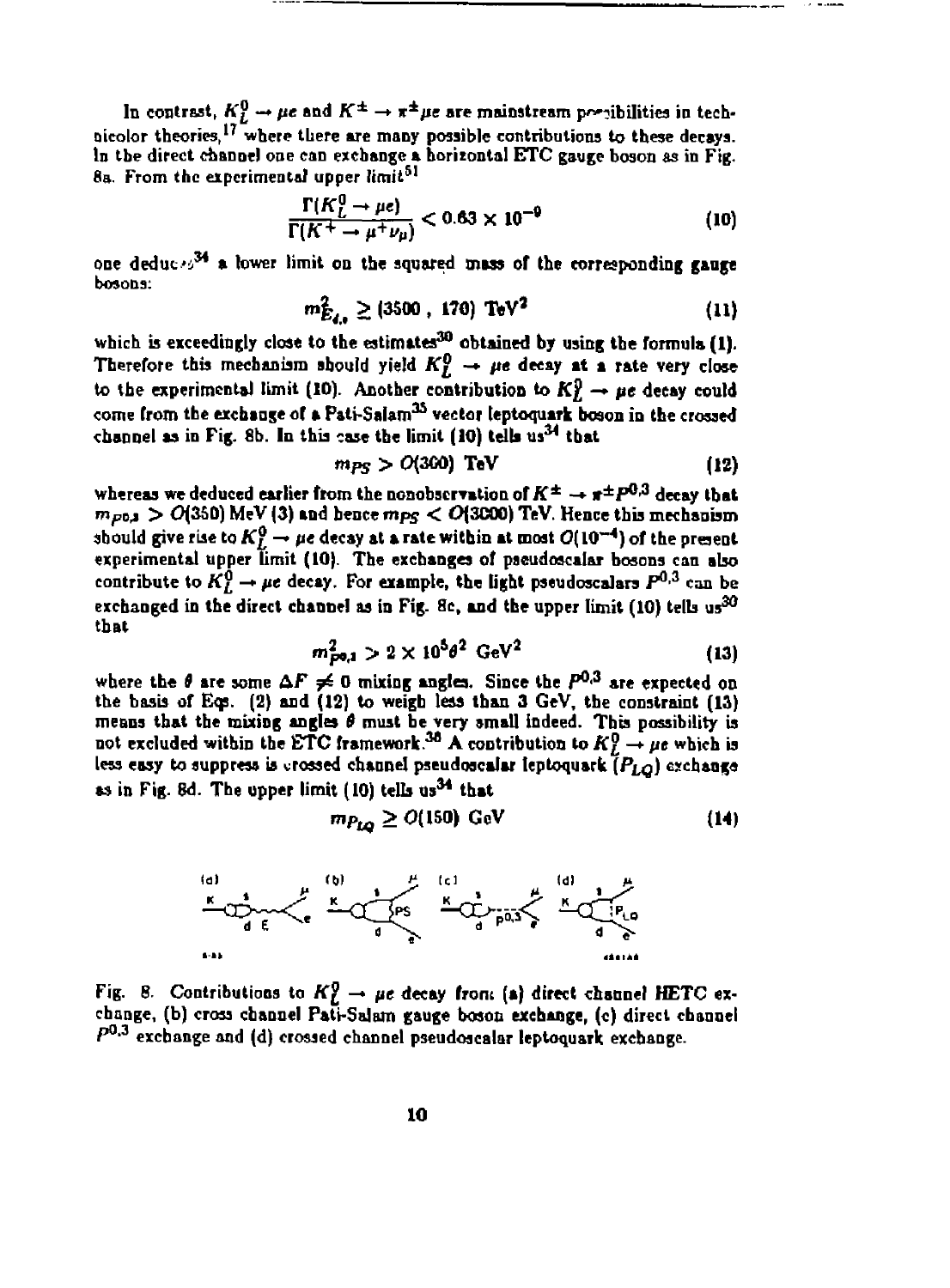In contrast, $K_L^0 \to \mu e$ and $K^\pm \to \pi^\pm \mu e$ are mainstream possibilities in technicolor theories,[17] where there are many possible contributions to these decays. In the direct channel one can exchange a horizontal ETC gauge boson as in Fig. 8a. From the experimental upper limit[51]

$$\frac{\Gamma(K_L^0 \to \mu e)}{\Gamma(K^+ \to \mu^+ \nu_\mu)} < 0.63 \times 10^{-9} \tag{10}$$

one deduces[34] a lower limit on the squared mass of the corresponding gauge bosons:

$$m_{E_{d,s}}^2 \geq (3500\ ,\ 170)\ \mathrm{TeV}^2 \tag{11}$$

which is exceedingly close to the estimates[30] obtained by using the formula (1). Therefore this mechanism should yield $K_L^0 \to \mu e$ decay at a rate very close to the experimental limit (10). Another contribution to $K_L^0 \to \mu e$ decay could come from the exchange of a Pati-Salam[35] vector leptoquark boson in the crossed channel as in Fig. 8b. In this case the limit (10) tells us[34] that

$$m_{PS} > O(300)\ \mathrm{TeV} \tag{12}$$

whereas we deduced earlier from the nonobservation of $K^\pm \to \pi^\pm P^{0,3}$ decay that $m_{P^{0,3}} > O(350)$ MeV (3) and hence $m_{PS} < O(3000)$ TeV. Hence this mechanism should give rise to $K_L^0 \to \mu e$ decay at a rate within at most $O(10^{-4})$ of the present experimental upper limit (10). The exchanges of pseudoscalar bosons can also contribute to $K_L^0 \to \mu e$ decay. For example, the light pseudoscalars $P^{0,3}$ can be exchanged in the direct channel as in Fig. 8c, and the upper limit (10) tells us[30] that

$$m_{P^{0,3}}^2 > 2 \times 10^5 \theta^2\ \mathrm{GeV}^2 \tag{13}$$

where the $\theta$ are some $\Delta F \neq 0$ mixing angles. Since the $P^{0,3}$ are expected on the basis of Eqs. (2) and (12) to weigh less than 3 GeV, the constraint (13) means that the mixing angles $\theta$ must be very small indeed. This possibility is not excluded within the ETC framework.[36] A contribution to $K_L^0 \to \mu e$ which is less easy to suppress is crossed channel pseudoscalar leptoquark ($P_{LQ}$) exchange as in Fig. 8d. The upper limit (10) tells us[34] that

$$m_{P_{LQ}} \geq O(150)\ \mathrm{GeV} \tag{14}$$

Fig. 8. Contributions to $K_L^0 \to \mu e$ decay from (a) direct channel HETC exchange, (b) cross channel Pati-Salam gauge boson exchange, (c) direct channel $P^{0,3}$ exchange and (d) crossed channel pseudoscalar leptoquark exchange.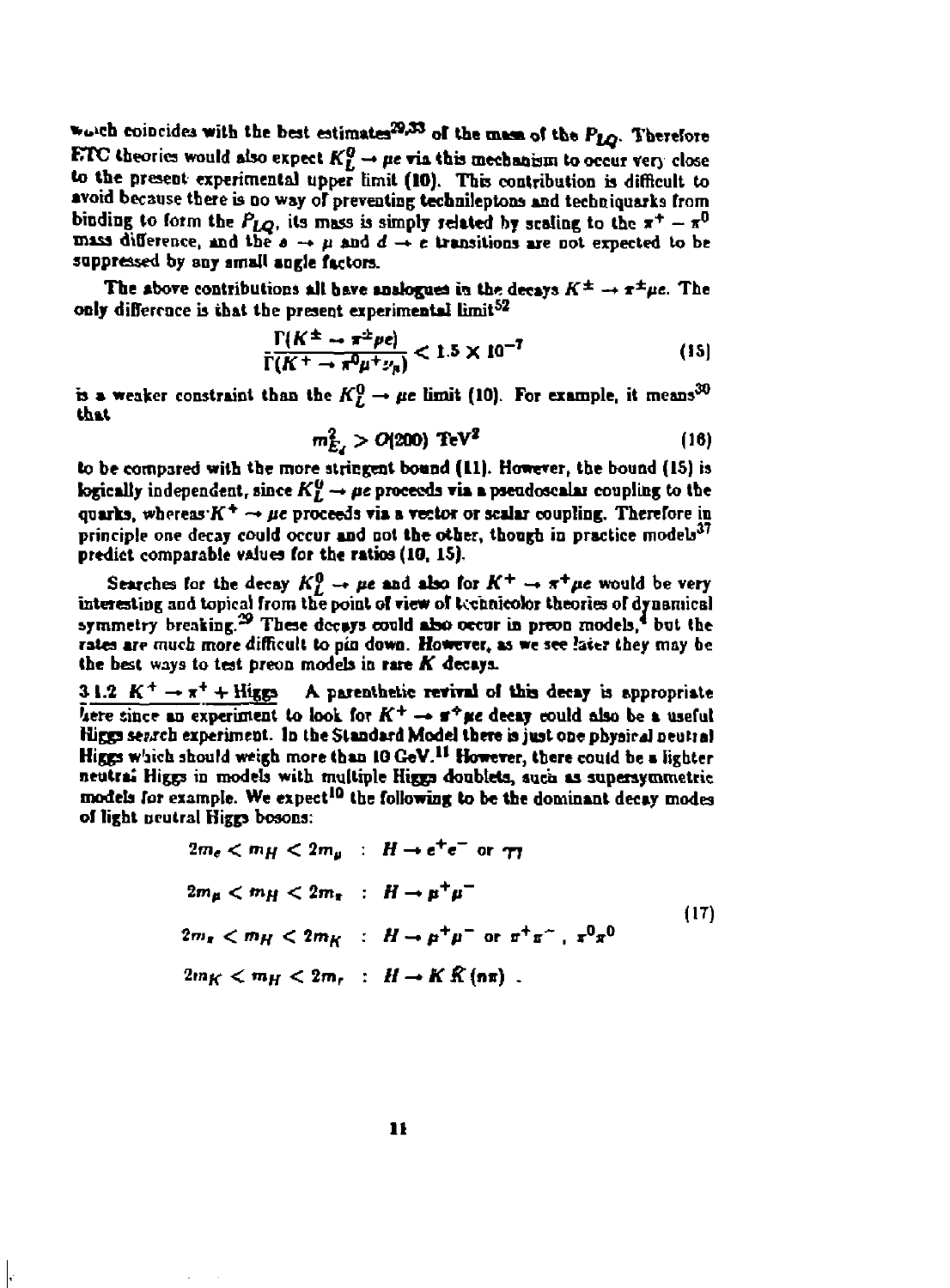which coincides with the best estimates[29,33] of the mass of the $P_{LQ}$. Therefore ETC theories would also expect $K_L^0 \to \mu e$ via this mechanism to occur very close to the present experimental upper limit (10). This contribution is difficult to avoid because there is no way of preventing technileptons and techniquarks from binding to form the $P_{LQ}$, its mass is simply related by scaling to the $\pi^+ - \pi^0$ mass difference, and the $s \to \mu$ and $d \to e$ transitions are not expected to be suppressed by any small angle factors.

The above contributions all have analogues in the decays $K^\pm \to \pi^\pm \mu e$. The only difference is that the present experimental limit[52]

$$\frac{\Gamma(K^\pm \to \pi^\pm \mu e)}{\Gamma(K^+ \to \pi^0 \mu^+ \nu_\mu)} < 1.5 \times 10^{-7} \tag{15}$$

is a weaker constraint than the $K_L^0 \to \mu e$ limit (10). For example, it means[30] that

$$m_{E_4}^2 > O(200)\ \mathrm{TeV}^2 \tag{16}$$

to be compared with the more stringent bound (11). However, the bound (15) is logically independent, since $K_L^0 \to \mu e$ proceeds via a pseudoscalar coupling to the quarks, whereas $K^+ \to \mu e$ proceeds via a vector or scalar coupling. Therefore in principle one decay could occur and not the other, though in practice models[37] predict comparable values for the ratios (10, 15).

Searches for the decay $K_L^0 \to \mu e$ and also for $K^+ \to \pi^+ \mu e$ would be very interesting and topical from the point of view of technicolor theories of dynamical symmetry breaking.[29] These decays could also occur in preon models,[4] but the rates are much more difficult to pin down. However, as we see later they may be the best ways to test preon models in rare $K$ decays.

**3.1.2 $K^+ \to \pi^+ + \mathrm{Higgs}$** A parenthetic revival of this decay is appropriate here since an experiment to look for $K^+ \to \pi^+ \mu e$ decay could also be a useful Higgs search experiment. In the Standard Model there is just one physical neutral Higgs which should weigh more than 10 GeV.[11] However, there could be a lighter neutral Higgs in models with multiple Higgs doublets, such as supersymmetric models for example. We expect[10] the following to be the dominant decay modes of light neutral Higgs bosons:

$$\begin{aligned}
2m_e < m_H < 2m_\mu &\ :\ H \to e^+e^- \text{ or } \gamma\gamma \\
2m_\mu < m_H < 2m_\pi &\ :\ H \to \mu^+\mu^- \\
2m_\pi < m_H < 2m_K &\ :\ H \to \mu^+\mu^- \text{ or } \pi^+\pi^-\ ,\ \pi^0\pi^0 \\
2m_K < m_H < 2m_\tau &\ :\ H \to K\bar{K}\,(n\pi)\ .
\end{aligned} \tag{17}$$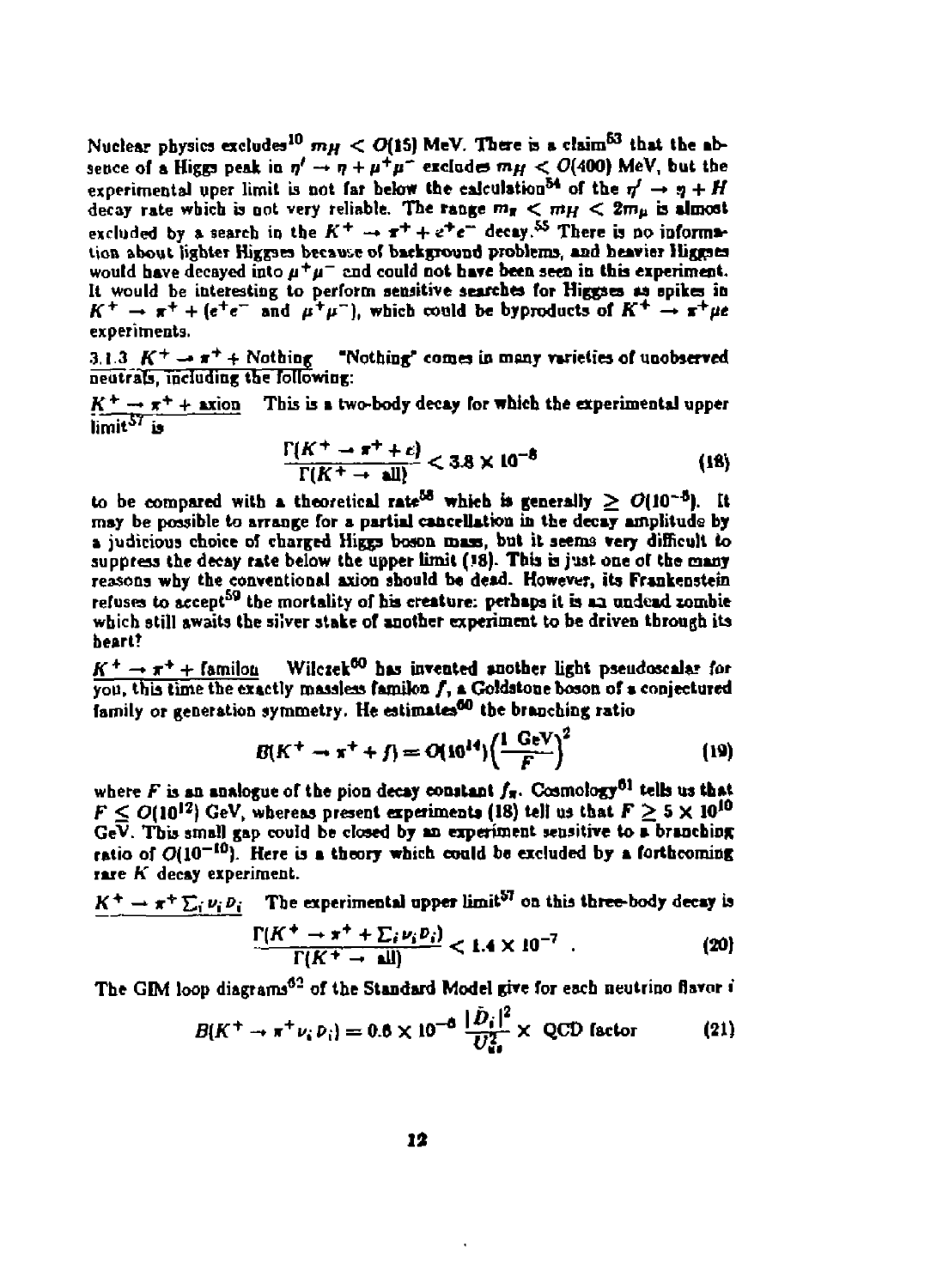Nuclear physics excludes[10] $m_H < O(15)$ MeV. There is a claim[53] that the absence of a Higgs peak in $\eta' \to \eta + \mu^+\mu^-$ excludes $m_H < O(400)$ MeV, but the experimental uper limit is not far below the calculation[54] of the $\eta' \to \eta + H$ decay rate which is not very reliable. The range $m_\pi < m_H < 2m_\mu$ is almost excluded by a search in the $K^+ \to \pi^+ + e^+e^-$ decay.[55] There is no information about lighter Higgses because of background problems, and heavier Higgses would have decayed into $\mu^+\mu^-$ and could not have been seen in this experiment. It would be interesting to perform sensitive searches for Higgses as spikes in $K^+ \to \pi^+ + (e^+e^-$ and $\mu^+\mu^-)$, which could be byproducts of $K^+ \to \pi^+\mu e$ experiments.

3.1.3 $K^+ \to \pi^+$ + Nothing "Nothing" comes in many varieties of unobserved neutrals, including the following:

$K^+ \to \pi^+$ + axion This is a two-body decay for which the experimental upper limit[57] is

$$\frac{\Gamma(K^+ \to \pi^+ + \epsilon)}{\Gamma(K^+ \to \text{all})} < 3.8 \times 10^{-8} \tag{18}$$

to be compared with a theoretical rate[58] which is generally $\geq O(10^{-5})$. It may be possible to arrange for a partial cancellation in the decay amplitude by a judicious choice of charged Higgs boson mass, but it seems very difficult to suppress the decay rate below the upper limit (18). This is just one of the many reasons why the conventional axion should be dead. However, its Frankenstein refuses to accept[59] the mortality of his creature: perhaps it is an undead zombie which still awaits the silver stake of another experiment to be driven through its heart?

$K^+ \to \pi^+$ + familon Wilczek[60] has invented another light pseudoscalar for you, this time the exactly massless familon $f$, a Goldstone boson of a conjectured family or generation symmetry. He estimates[60] the branching ratio

$$B(K^+ \to \pi^+ + f) = O(10^{14})\left(\frac{1\ \text{GeV}}{F}\right)^2 \tag{19}$$

where $F$ is an analogue of the pion decay constant $f_\pi$. Cosmology[61] tells us that $F \leq O(10^{12})$ GeV, whereas present experiments (18) tell us that $F \geq 5 \times 10^{10}$ GeV. This small gap could be closed by an experiment sensitive to a branching ratio of $O(10^{-10})$. Here is a theory which could be excluded by a forthcoming rare $K$ decay experiment.

$K^+ \to \pi^+ \sum_i \nu_i \bar{\nu}_i$ The experimental upper limit[57] on this three-body decay is

$$\frac{\Gamma(K^+ \to \pi^+ + \sum_i \nu_i \bar{\nu}_i)}{\Gamma(K^+ \to \text{all})} < 1.4 \times 10^{-7} . \tag{20}$$

The GIM loop diagrams[62] of the Standard Model give for each neutrino flavor $i$

$$B(K^+ \to \pi^+ \nu_i \bar{\nu}_i) = 0.6 \times 10^{-6} \frac{|\bar{D}_i|^2}{U_{us}^2} \times \text{ QCD factor} \tag{21}$$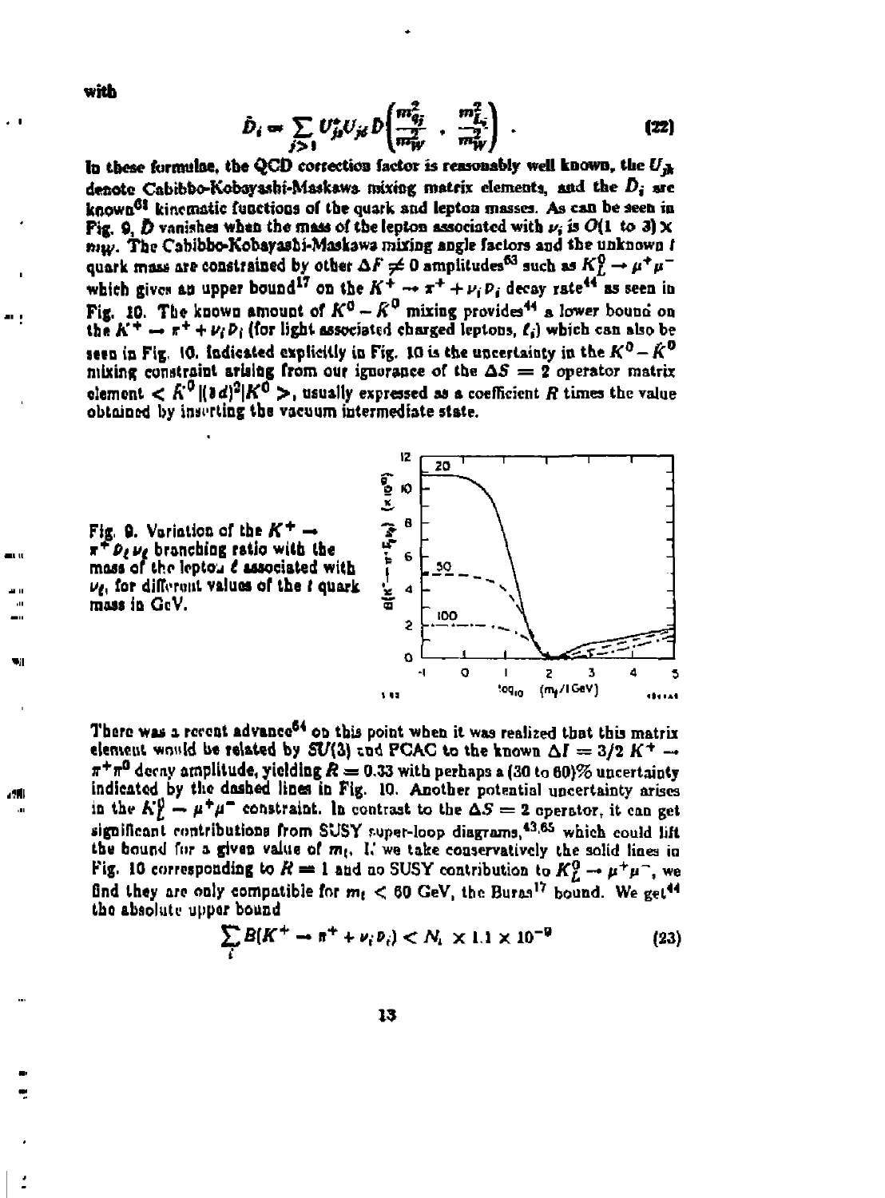with

$$\tilde{D}_i = \sum_{j>1} U_{jl}^* U_{jd} D\left(\frac{m_{q_j}^2}{m_W^2}, \frac{m_{L_i}^2}{m_W^2}\right) . \tag{22}$$

In these formulae, the QCD correction factor is reasonably well known, the $U_{jk}$ denote Cabibbo-Kobayashi-Maskawa mixing matrix elements, and the $\tilde{D}_i$ are known[61] kinematic functions of the quark and lepton masses. As can be seen in Fig. 9, $\tilde{D}$ vanishes when the mass of the lepton associated with $\nu_i$ is $O(1$ to $3) \times m_W$. The Cabibbo-Kobayashi-Maskawa mixing angle factors and the unknown $t$ quark mass are constrained by other $\Delta F \neq 0$ amplitudes[63] such as $K_L^0 \to \mu^+\mu^-$ which gives an upper bound[17] on the $K^+ \to \pi^+ + \nu_i \bar{\nu}_i$ decay rate[44] as seen in Fig. 10. The known amount of $K^0 - \bar{K}^0$ mixing provides[44] a lower bound on the $K^+ \to \pi^+ + \nu_i \bar{\nu}_i$ (for light associated charged leptons, $\ell_i$) which can also be seen in Fig. 10. Indicated explicitly in Fig. 10 is the uncertainty in the $K^0 - \bar{K}^0$ mixing constraint arising from our ignorance of the $\Delta S = 2$ operator matrix element $< \bar{K}^0 |(\bar{s}d)^2| K^0 >$, usually expressed as a coefficient $R$ times the value obtained by inserting the vacuum intermediate state.

Fig. 9. Variation of the $K^+ \to \pi^+ \bar{\nu}_\ell \nu_\ell$ branching ratio with the mass of the lepton $\ell$ associated with $\nu_\ell$, for different values of the $t$ quark mass in GeV.

There was a recent advance[64] on this point when it was realized that this matrix element would be related by $SU(3)$ and PCAC to the known $\Delta I = 3/2$ $K^+ \to \pi^+\pi^0$ decay amplitude, yielding $R = 0.33$ with perhaps a (30 to 60)% uncertainty indicated by the dashed lines in Fig. 10. Another potential uncertainty arises in the $K_L^0 \to \mu^+\mu^-$ constraint. In contrast to the $\Delta S = 2$ operator, it can get significant contributions from SUSY super-loop diagrams,[43,65] which could lift the bound for a given value of $m_t$. If we take conservatively the solid lines in Fig. 10 corresponding to $R = 1$ and no SUSY contribution to $K_L^0 \to \mu^+\mu^-$, we find they are only compatible for $m_t < 60$ GeV, the Buras[17] bound. We get[44] the absolute upper bound

$$\sum_i B(K^+ \to \pi^+ + \nu_i \bar{\nu}_i) < N_\nu \times 1.1 \times 10^{-9} \tag{23}$$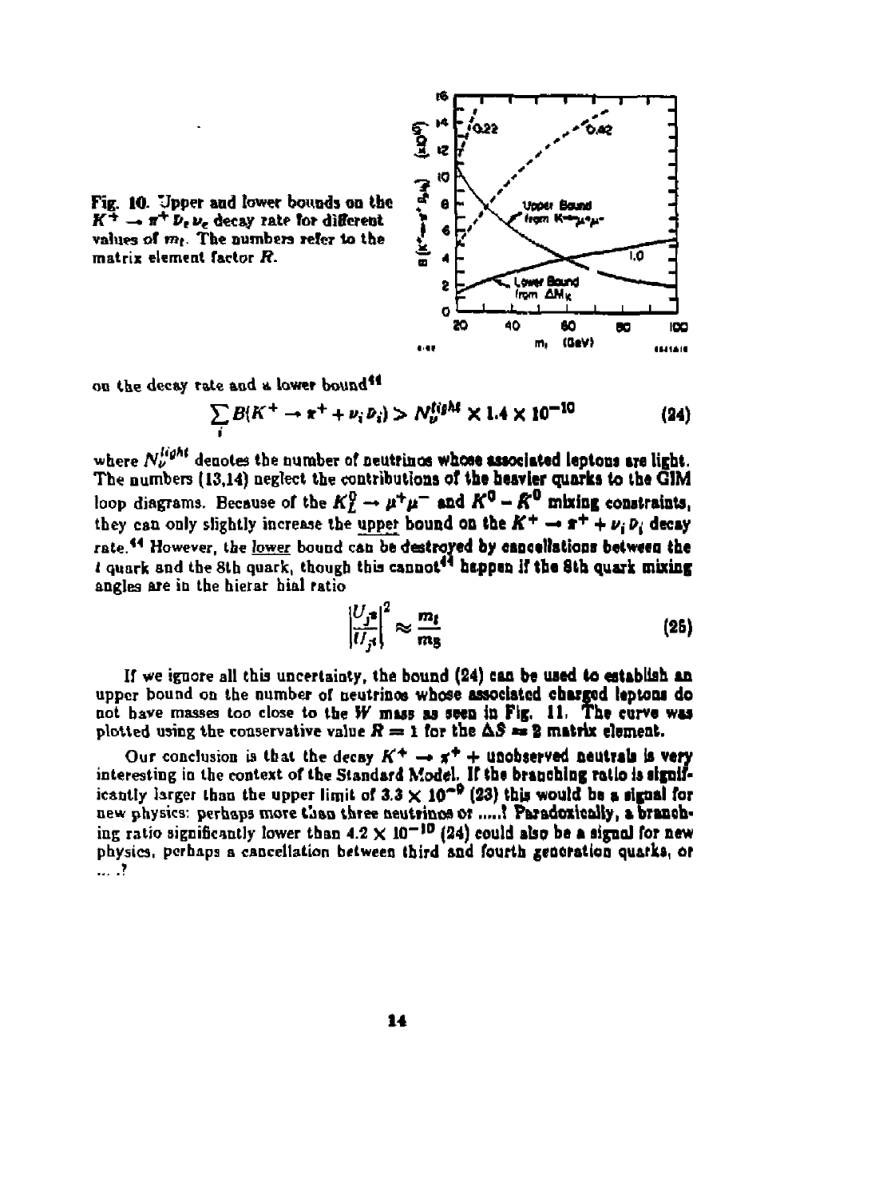Fig. 10. Upper and lower bounds on the $K^+ \to \pi^+ \bar{\nu}_e \nu_e$ decay rate for different values of $m_t$. The numbers refer to the matrix element factor $R$.

on the decay rate and a lower bound[44]

$$\sum_i B(K^+ \to \pi^+ + \nu_i \bar{\nu}_i) > N_\nu^{light} \times 1.4 \times 10^{-10} \tag{24}$$

where $N_\nu^{light}$ denotes the number of neutrinos whose associated leptons are light. The numbers (13,14) neglect the contributions of the heavier quarks to the GIM loop diagrams. Because of the $K_L^0 \to \mu^+\mu^-$ and $K^0 - \bar{K}^0$ mixing constraints, they can only slightly increase the upper bound on the $K^+ \to \pi^+ + \nu_i \bar{\nu}_i$ decay rate.[44] However, the lower bound can be destroyed by cancellations between the $t$ quark and the 8th quark, though this cannot[44] happen if the 8th quark mixing angles are in the hierarchial ratio

$$\left|\frac{U_{j8}}{U_{jt}}\right|^2 \approx \frac{m_t}{m_8} \tag{25}$$

If we ignore all this uncertainty, the bound (24) can be used to establish an upper bound on the number of neutrinos whose associated charged leptons do not have masses too close to the $W$ mass as seen in Fig. 11. The curve was plotted using the conservative value $R = 1$ for the $\Delta S = 2$ matrix element.

Our conclusion is that the decay $K^+ \to \pi^+$ + unobserved neutrals is very interesting in the context of the Standard Model. If the branching ratio is significantly larger than the upper limit of $3.3 \times 10^{-9}$ (23) this would be a signal for new physics: perhaps more than three neutrinos or .....? Paradoxically, a branching ratio significantly lower than $4.2 \times 10^{-10}$ (24) could also be a signal for new physics, perhaps a cancellation between third and fourth generation quarks, or ... .?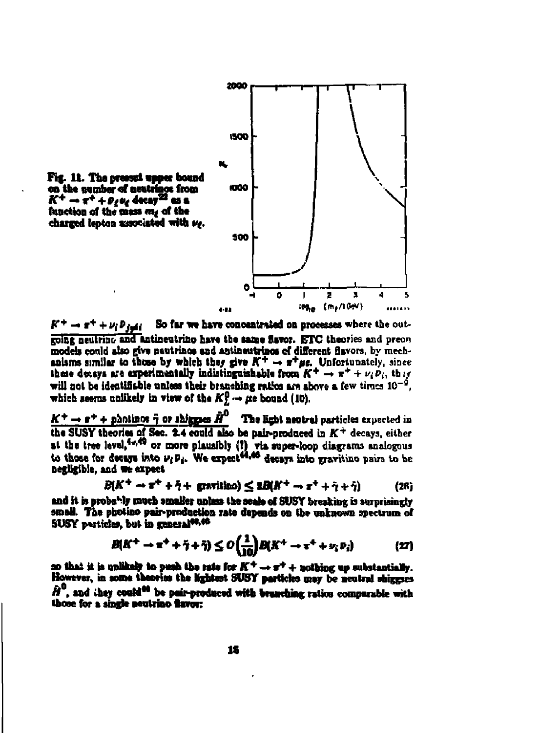Fig. 11. The present upper bound on the number of neutrinos from $K^+ \to \pi^+ + \bar{\nu}_\ell \nu_\ell$ decay[22] as a function of the mass $m_\ell$ of the charged lepton associated with $\nu_\ell$.

**$K^+ \to \pi^+ + \nu_i \bar{\nu}_{j \neq i}$** So far we have concentrated on processes where the outgoing neutrino and antineutrino have the same flavor. ETC theories and preon models could also give neutrinos and antineutrinos of different flavors, by mechanisms similar to those by which they give $K^+ \to \pi^+ \mu e$. Unfortunately, since these decays are experimentally indistinguishable from $K^+ \to \pi^+ + \nu_i \bar{\nu}_i$, they will not be identifiable unless their branching ratios are above a few times $10^{-9}$, which seems unlikely in view of the $K_L^0 \to \mu e$ bound (10).

**$K^+ \to \pi^+ +$ photinos $\tilde{\gamma}$ or shiggses $\tilde{H}^0$** The light neutral particles expected in the SUSY theories of Sec. 2.4 could also be pair-produced in $K^+$ decays, either at the tree level,[4v,49] or more plausibly (?) via super-loop diagrams analogous to those for decays into $\nu_i \bar{\nu}_i$. We expect[44,46] decays into gravitino pairs to be negligible, and we expect

$$B(K^+ \to \pi^+ + \tilde{\gamma} + \text{ gravitino}) \lesssim 2B(K^+ \to \pi^+ + \tilde{\gamma} + \tilde{\gamma}) \qquad (26)$$

and it is probably much smaller unless the scale of SUSY breaking is surprisingly small. The photino pair-production rate depends on the unknown spectrum of SUSY particles, but in general[44,46]

$$B(K^+ \to \pi^+ + \tilde{\gamma} + \tilde{\gamma}) \leq O\left(\frac{1}{10}\right) B(K^+ \to \pi^+ + \nu_i \bar{\nu}_i) \qquad (27)$$

so that it is unlikely to push the rate for $K^+ \to \pi^+ +$ nothing up substantially. However, in some theories the lightest SUSY particles may be neutral shiggses $\tilde{H}^0$, and they could[44] be pair-produced with branching ratios comparable with those for a single neutrino flavor: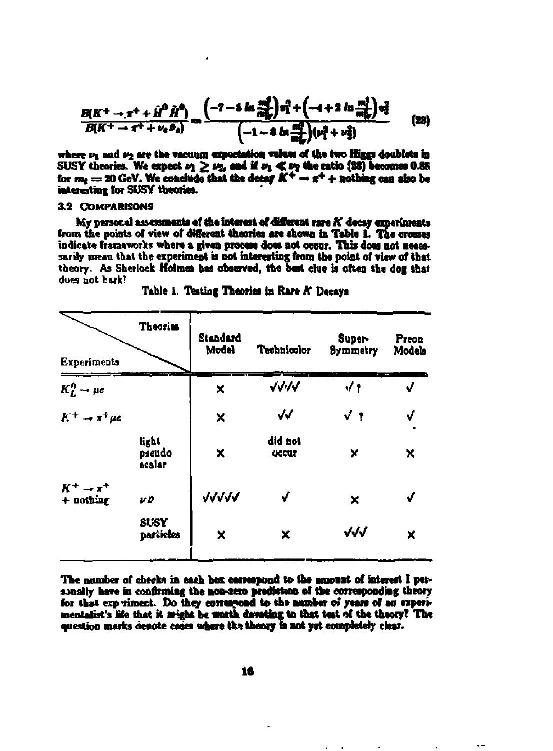$$\frac{B(K^+ \to \pi^+ + \tilde{H}^0 \tilde{H}^0)}{B(K^+ \to \pi^+ + \nu_e \bar{\nu}_e)} = \frac{\left(-7 - 8 \ln \frac{m_t^2}{m_W^2}\right) v_1^2 + \left(-4 + 2 \ln \frac{m_t^2}{m_W^2}\right) v_2^2}{\left(-1 - 3 \ln \frac{m_t^2}{m_W^2}\right)(v_1^2 + v_2^2)} \tag{28}$$

where $v_1$ and $v_2$ are the vacuum expectation values of the two Higgs doublets in SUSY theories. We expect $v_1 \geq v_2$, and if $v_1 \ll v_2$ the ratio (28) becomes 0.88 for $m_t = 20$ GeV. We conclude that the decay $K^+ \to \pi^+ +$ nothing can also be interesting for SUSY theories.

### 3.2 COMPARISONS

My personal assessments of the interest of different rare $K$ decay experiments from the points of view of different theories are shown in Table 1. The crosses indicate frameworks where a given process does not occur. This does not necessarily mean that the experiment is not interesting from the point of view of that theory. As Sherlock Holmes has observed, the best clue is often the dog that does not bark!

Table 1. Testing Theories in Rare $K$ Decays

| Experiments | Theories | Standard Model | Technicolor | Super-Symmetry | Preon Models |
|---|---|---|---|---|---|
| $K_L^0 \to \mu e$ | | × | √√√√ | √ ? | √ |
| $K^+ \to \pi^+ \mu e$ | | × | √√ | √ ? | √ |
| | light pseudo scalar | × | did not occur | × | × |
| $K^+ \to \pi^+$ + nothing | $\nu \bar{\nu}$ | √√√√√ | √ | × | √ |
| | SUSY particles | × | × | √√√ | × |

The number of checks in each box correspond to the amount of interest I personally have in confirming the non-zero prediction of the corresponding theory for that experiment. Do they correspond to the number of years of an experimentalist's life that it might be worth devoting to that test of the theory? The question marks denote cases where the theory is not yet completely clear.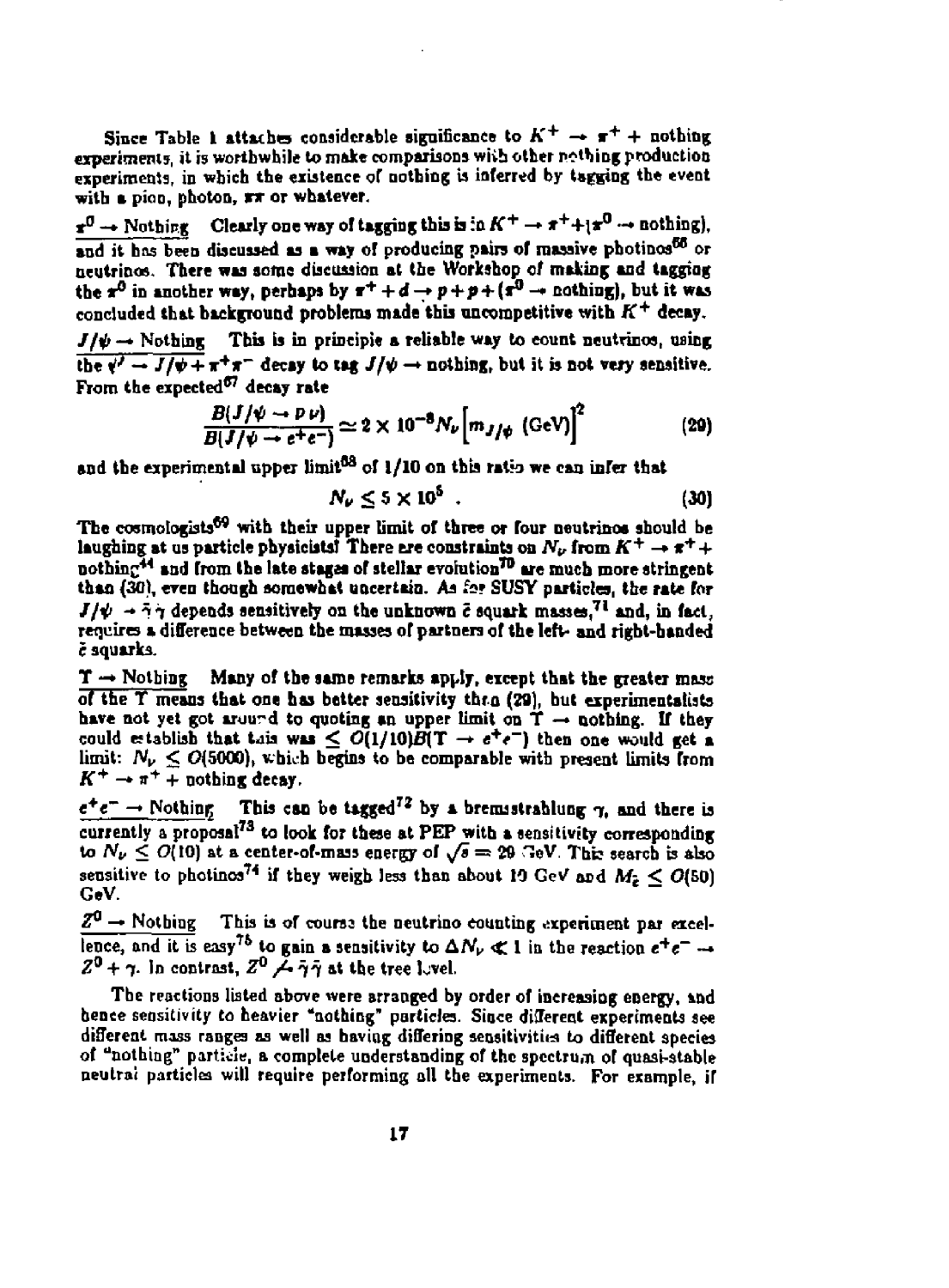Since Table 1 attaches considerable significance to $K^+ \to \pi^+ +$ nothing experiments, it is worthwhile to make comparisons with other nothing production experiments, in which the existence of nothing is inferred by tagging the event with a pion, photon, $\pi\pi$ or whatever.

<u>$\pi^0 \to$ Nothing</u> Clearly one way of tagging this is in $K^+ \to \pi^+ + (\pi^0 \to \text{nothing})$, and it has been discussed as a way of producing pairs of massive photinos[66] or neutrinos. There was some discussion at the Workshop of making and tagging the $\pi^0$ in another way, perhaps by $\pi^+ + d \to p + p + (\pi^0 \to \text{nothing})$, but it was concluded that background problems made this uncompetitive with $K^+$ decay.

<u>$J/\psi \to$ Nothing</u> This is in principle a reliable way to count neutrinos, using the $\psi' \to J/\psi + \pi^+\pi^-$ decay to tag $J/\psi \to$ nothing, but it is not very sensitive. From the expected[67] decay rate

$$\frac{B(J/\psi \to \bar{\nu}\nu)}{B(J/\psi \to e^+e^-)} \simeq 2 \times 10^{-8} N_\nu \Big[m_{J/\psi}\ (\text{GeV})\Big]^2 \tag{29}$$

and the experimental upper limit[68] of 1/10 on this ratio we can infer that

$$N_\nu \lesssim 5 \times 10^5 \ . \tag{30}$$

The cosmologists[69] with their upper limit of three or four neutrinos should be laughing at us particle physicists! There are constraints on $N_\nu$ from $K^+ \to \pi^+ +$ nothing[44] and from the late stages of stellar evolution[70] are much more stringent than (30), even though somewhat uncertain. As for SUSY particles, the rate for $J/\psi \to \tilde{\gamma}\tilde{\gamma}$ depends sensitively on the unknown $\tilde{c}$ squark masses,[71] and, in fact, requires a difference between the masses of partners of the left- and right-handed $\tilde{c}$ squarks.

<u>$\Upsilon \to$ Nothing</u> Many of the same remarks apply, except that the greater mass of the $\Upsilon$ means that one has better sensitivity than (29), but experimentalists have not yet got around to quoting an upper limit on $\Upsilon \to$ nothing. If they could establish that this was $\leq O(1/10)B(\Upsilon \to e^+e^-)$ then one would get a limit: $N_\nu \leq O(5000)$, which begins to be comparable with present limits from $K^+ \to \pi^+ +$ nothing decay.

<u>$e^+e^- \to$ Nothing</u> This can be tagged[72] by a bremsstrahlung $\gamma$, and there is currently a proposal[73] to look for these at PEP with a sensitivity corresponding to $N_\nu \leq O(10)$ at a center-of-mass energy of $\sqrt{s} = 29$ GeV. This search is also sensitive to photinos[74] if they weigh less than about 10 GeV and $M_{\tilde{e}} \leq O(50)$ GeV.

<u>$Z^0 \to$ Nothing</u> This is of course the neutrino counting experiment par excellence, and it is easy[75] to gain a sensitivity to $\Delta N_\nu \ll 1$ in the reaction $e^+e^- \to Z^0 + \gamma$. In contrast, $Z^0 \not\to \tilde{\gamma}\tilde{\gamma}$ at the tree level.

The reactions listed above were arranged by order of increasing energy, and hence sensitivity to heavier "nothing" particles. Since different experiments see different mass ranges as well as having differing sensitivities to different species of "nothing" particle, a complete understanding of the spectrum of quasi-stable neutral particles will require performing all the experiments. For example, if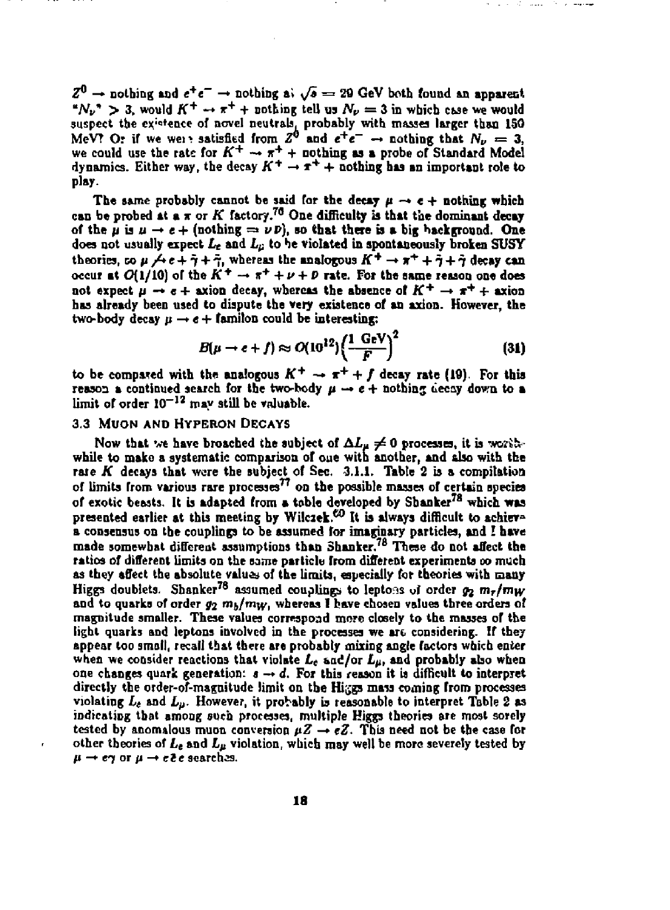$Z^0 \to$ nothing and $e^+e^- \to$ nothing at $\sqrt{s} = 29$ GeV both found an apparent "$N_\nu$" $> 3$, would $K^+ \to \pi^+ +$ nothing tell us $N_\nu = 3$ in which case we would suspect the existence of novel neutrals, probably with masses larger than 150 MeV? Or if we were satisfied from $Z^0$ and $e^+e^- \to$ nothing that $N_\nu = 3$, we could use the rate for $K^+ \to \pi^+ +$ nothing as a probe of Standard Model dynamics. Either way, the decay $K^+ \to \pi^+ +$ nothing has an important role to play.

The same probably cannot be said for the decay $\mu \to e +$ nothing which can be probed at a $\pi$ or $K$ factory.[76] One difficulty is that the dominant decay of the $\mu$ is $\mu \to e +$ (nothing $= \nu\bar{\nu}$), so that there is a big background. One does not usually expect $L_e$ and $L_\mu$ to be violated in spontaneously broken SUSY theories, so $\mu \not\to e + \tilde{\gamma} + \tilde{\gamma}$, whereas the analogous $K^+ \to \pi^+ + \tilde{\gamma} + \tilde{\gamma}$ decay can occur at $O(1/10)$ of the $K^+ \to \pi^+ + \nu + \bar{\nu}$ rate. For the same reason one does not expect $\mu \to e +$ axion decay, whereas the absence of $K^+ \to \pi^+ +$ axion has already been used to dispute the very existence of an axion. However, the two-body decay $\mu \to e +$ familon could be interesting:

$$B(\mu \to e + f) \approx O(10^{12})\left(\frac{1 \text{ GeV}}{F}\right)^2 \tag{31}$$

to be compared with the analogous $K^+ \to \pi^+ + f$ decay rate (19). For this reason a continued search for the two-body $\mu \to e +$ nothing decay down to a limit of order $10^{-12}$ may still be valuable.

### 3.3 Muon and Hyperon Decays

Now that we have broached the subject of $\Delta L_\mu \neq 0$ processes, it is worthwhile to make a systematic comparison of one with another, and also with the rare $K$ decays that were the subject of Sec. 3.1.1. Table 2 is a compilation of limits from various rare processes[77] on the possible masses of certain species of exotic beasts. It is adapted from a table developed by Shanker[78] which was presented earlier at this meeting by Wilczek.[60] It is always difficult to achieve a consensus on the couplings to be assumed for imaginary particles, and I have made somewhat different assumptions than Shanker.[78] These do not affect the ratios of different limits on the same particle from different experiments so much as they affect the absolute values of the limits, especially for theories with many Higgs doublets. Shanker[78] assumed couplings to leptons of order $g_2\, m_\tau/m_W$ and to quarks of order $g_2\, m_b/m_W$, whereas I have chosen values three orders of magnitude smaller. These values correspond more closely to the masses of the light quarks and leptons involved in the processes we are considering. If they appear too small, recall that there are probably mixing angle factors which enter when we consider reactions that violate $L_e$ and/or $L_\mu$, and probably also when one changes quark generation: $s \to d$. For this reason it is difficult to interpret directly the order-of-magnitude limit on the Higgs mass coming from processes violating $L_e$ and $L_\mu$. However, it probably is reasonable to interpret Table 2 as indicating that among such processes, multiple Higgs theories are most sorely tested by anomalous muon conversion $\mu Z \to eZ$. This need not be the case for other theories of $L_e$ and $L_\mu$ violation, which may well be more severely tested by $\mu \to e\gamma$ or $\mu \to e\bar{e}e$ searches.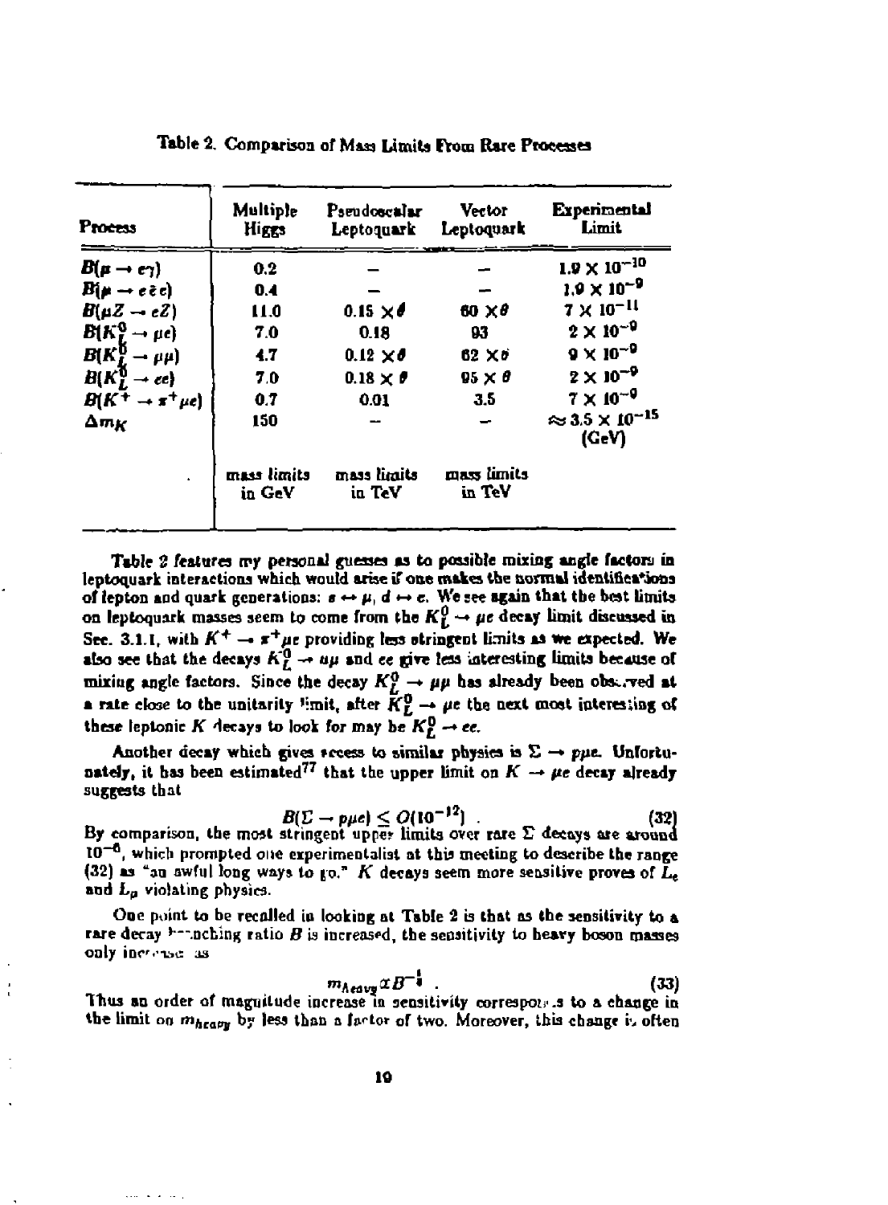Table 2. Comparison of Mass Limits From Rare Processes

| Process | Multiple Higgs | Pseudoscalar Leptoquark | Vector Leptoquark | Experimental Limit |
|---|---|---|---|---|
| $B(\mu \to e\gamma)$ | 0.2 | – | – | $1.9 \times 10^{-10}$ |
| $B(\mu \to e\bar{e}e)$ | 0.4 | – | – | $1.9 \times 10^{-9}$ |
| $B(\mu Z \to eZ)$ | 11.0 | $0.15 \times \theta$ | $60 \times \theta$ | $7 \times 10^{-11}$ |
| $B(K_L^0 \to \mu e)$ | 7.0 | 0.18 | 93 | $2 \times 10^{-9}$ |
| $B(K_L^0 \to \mu\mu)$ | 4.7 | $0.12 \times \theta$ | $62 \times \theta$ | $9 \times 10^{-9}$ |
| $B(K_L^0 \to ee)$ | 7.0 | $0.18 \times \theta$ | $95 \times \theta$ | $2 \times 10^{-9}$ |
| $B(K^+ \to \pi^+\mu e)$ | 0.7 | 0.01 | 3.5 | $7 \times 10^{-9}$ |
| $\Delta m_K$ | 150 | – | – | $\approx 3.5 \times 10^{-15}$ (GeV) |
| | mass limits in GeV | mass limits in TeV | mass limits in TeV | |

Table 2 features my personal guesses as to possible mixing angle factors in leptoquark interactions which would arise if one makes the normal identifications of lepton and quark generations: $s \leftrightarrow \mu$, $d \leftrightarrow e$. We see again that the best limits on leptoquark masses seem to come from the $K_L^0 \to \mu e$ decay limit discussed in Sec. 3.1.1, with $K^+ \to \pi^+\mu e$ providing less stringent limits as we expected. We also see that the decays $K_L^0 \to \mu\mu$ and $ee$ give less interesting limits because of mixing angle factors. Since the decay $K_L^0 \to \mu\mu$ has already been observed at a rate close to the unitarity limit, after $K_L^0 \to \mu e$ the next most interesting of these leptonic $K$ decays to look for may be $K_L^0 \to ee$.

Another decay which gives access to similar physics is $\Sigma \to p\mu e$. Unfortunately, it has been estimated[77] that the upper limit on $K \to \mu e$ decay already suggests that

$$B(\Sigma \to p\mu e) \leq O(10^{-12}) \ . \tag{32}$$

By comparison, the most stringent upper limits over rare $\Sigma$ decays are around $10^{-6}$, which prompted one experimentalist at this meeting to describe the range (32) as "an awful long ways to go." $K$ decays seem more sensitive proves of $L_e$ and $L_\mu$ violating physics.

One point to be recalled in looking at Table 2 is that as the sensitivity to a rare decay branching ratio $B$ is increased, the sensitivity to heavy boson masses only increase as

$$m_{heavy} \propto B^{-\frac{1}{4}} \ . \tag{33}$$

Thus an order of magnitude increase in sensitivity corresponds to a change in the limit on $m_{heavy}$ by less than a factor of two. Moreover, this change is often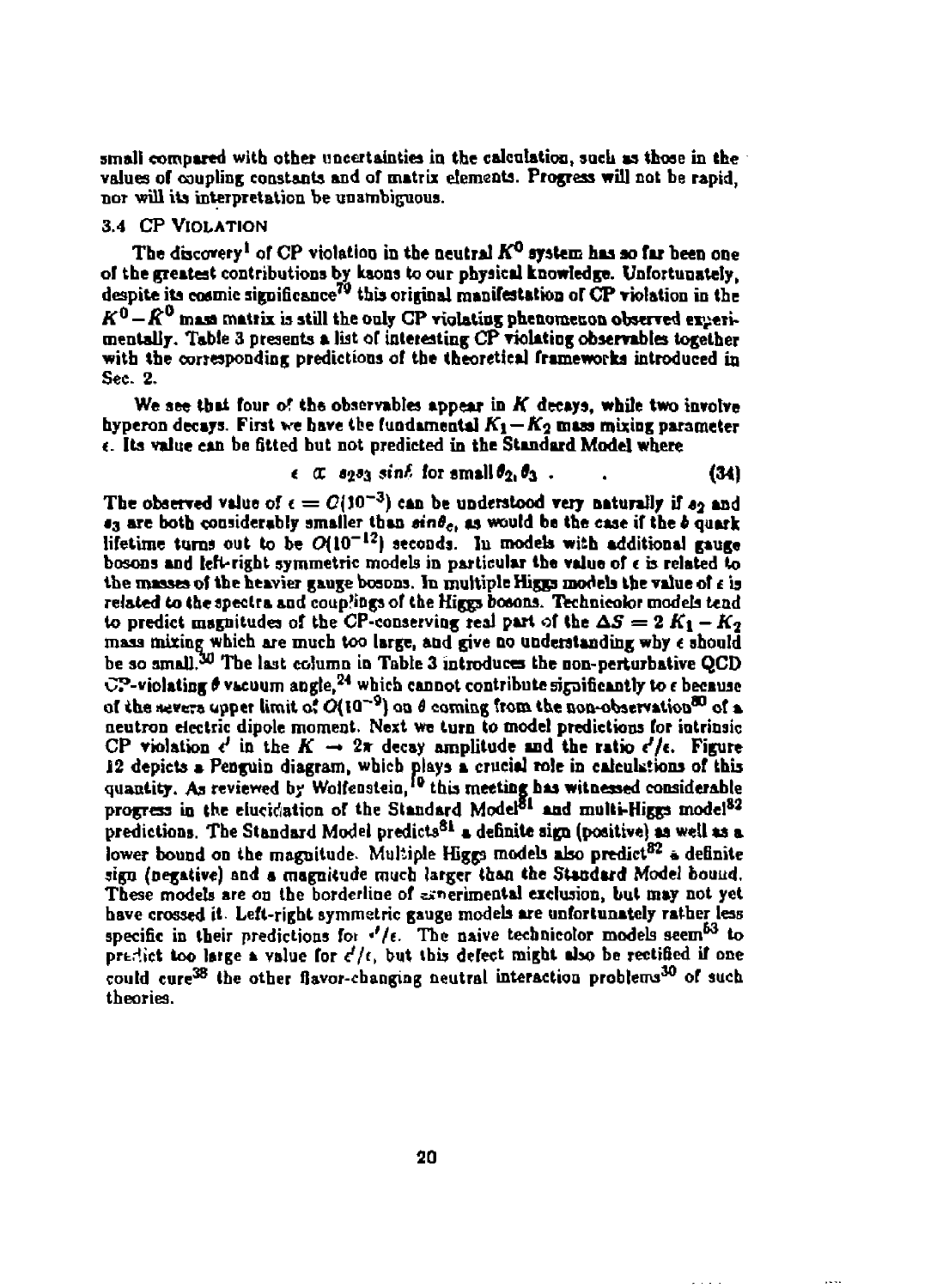small compared with other uncertainties in the calculation, such as those in the values of coupling constants and of matrix elements. Progress will not be rapid, nor will its interpretation be unambiguous.

### 3.4 CP VIOLATION

The discovery[1] of CP violation in the neutral $K^0$ system has so far been one of the greatest contributions by kaons to our physical knowledge. Unfortunately, despite its cosmic significance[79] this original manifestation of CP violation in the $K^0 - \bar{K}^0$ mass matrix is still the only CP violating phenomenon observed experimentally. Table 3 presents a list of interesting CP violating observables together with the corresponding predictions of the theoretical frameworks introduced in Sec. 2.

We see that four of the observables appear in $K$ decays, while two involve hyperon decays. First we have the fundamental $K_1 - K_2$ mass mixing parameter $\epsilon$. Its value can be fitted but not predicted in the Standard Model where

$$\epsilon \;\propto\; s_2 s_3 \sin\delta \text{ for small } \theta_2, \theta_3 \;. \qquad (34)$$

The observed value of $\epsilon = O(10^{-3})$ can be understood very naturally if $s_2$ and $s_3$ are both considerably smaller than $\sin\theta_c$, as would be the case if the $b$ quark lifetime turns out to be $O(10^{-12})$ seconds. In models with additional gauge bosons and left-right symmetric models in particular the value of $\epsilon$ is related to the masses of the heavier gauge bosons. In multiple Higgs models the value of $\epsilon$ is related to the spectra and couplings of the Higgs bosons. Technicolor models tend to predict magnitudes of the CP-conserving real part of the $\Delta S = 2$ $K_1 - K_2$ mass mixing which are much too large, and give no understanding why $\epsilon$ should be so small.[30] The last column in Table 3 introduces the non-perturbative QCD CP-violating $\theta$ vacuum angle,[24] which cannot contribute significantly to $\epsilon$ because of the severe upper limit of $O(10^{-9})$ on $\theta$ coming from the non-observation[80] of a neutron electric dipole moment. Next we turn to model predictions for intrinsic CP violation $\epsilon'$ in the $K \to 2\pi$ decay amplitude and the ratio $\epsilon'/\epsilon$. Figure 12 depicts a Penguin diagram, which plays a crucial role in calculations of this quantity. As reviewed by Wolfenstein,[10] this meeting has witnessed considerable progress in the elucidation of the Standard Model[81] and multi-Higgs model[82] predictions. The Standard Model predicts[81] a definite sign (positive) as well as a lower bound on the magnitude. Multiple Higgs models also predict[82] a definite sign (negative) and a magnitude much larger than the Standard Model bound. These models are on the borderline of experimental exclusion, but may not yet have crossed it. Left-right symmetric gauge models are unfortunately rather less specific in their predictions for $\epsilon'/\epsilon$. The naive technicolor models seem[63] to predict too large a value for $\epsilon'/\epsilon$, but this defect might also be rectified if one could cure[38] the other flavor-changing neutral interaction problems[30] of such theories.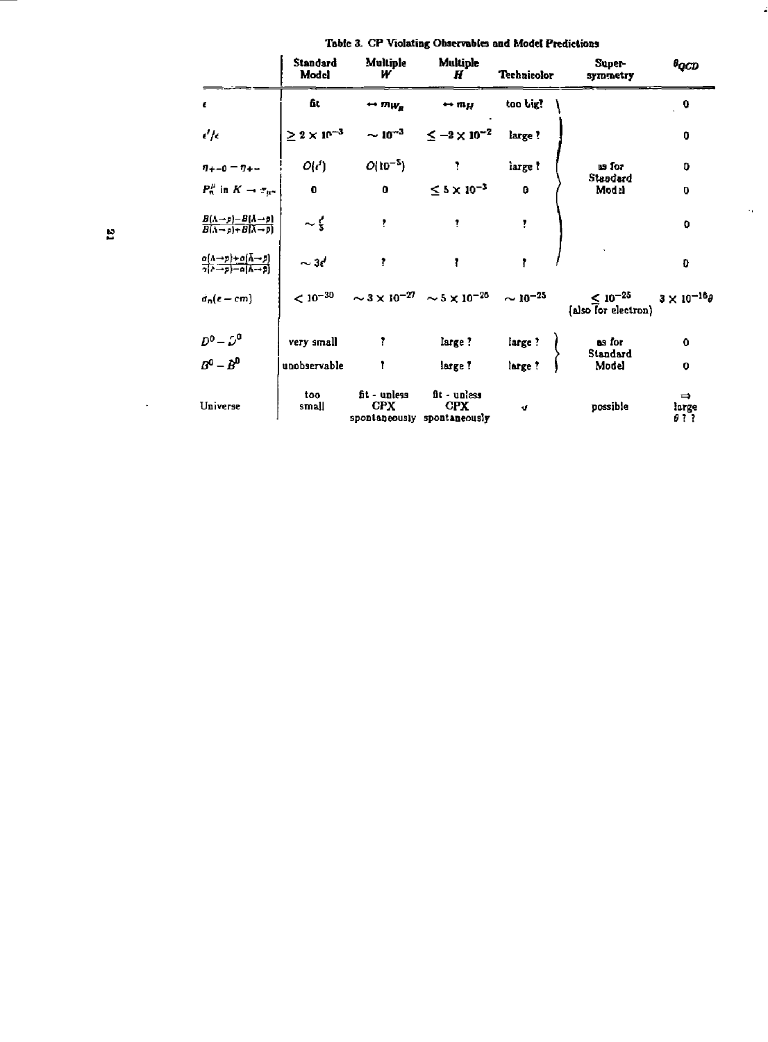**Table 3. CP Violating Observables and Model Predictions**

| | Standard Model | Multiple $W$ | Multiple $H$ | Technicolor | Super-symmetry | $\theta_{QCD}$ |
|---|---|---|---|---|---|---|
| $\epsilon$ | fit | $\leftrightarrow m_{W_R}$ | $\leftrightarrow m_H$ | too big? | as for Standard Model | 0 |
| $\epsilon'/\epsilon$ | $\geq 2 \times 10^{-3}$ | $\sim 10^{-3}$ | $\leq -2 \times 10^{-2}$ | large ? | as for Standard Model | 0 |
| $\eta_{+-0} - \eta_{+-}$ | $O(\epsilon')$ | $O(10^{-5})$ | ? | large ? | as for Standard Model | 0 |
| $P_\pi^\mu$ in $K \rightarrow \pi_{\mu\nu}$ | 0 | 0 | $\leq 5 \times 10^{-3}$ | 0 | as for Standard Model | 0 |
| $\frac{B(\Lambda\rightarrow p)-B(\bar{\Lambda}\rightarrow \bar{p})}{B(\Lambda\rightarrow p)+B(\bar{\Lambda}\rightarrow \bar{p})}$ | $\sim \frac{\epsilon'}{5}$ | ? | ? | ? | as for Standard Model | 0 |
| $\frac{\alpha(\Lambda\rightarrow p)+\alpha(\bar{\Lambda}\rightarrow \bar{p})}{\alpha(\Lambda\rightarrow p)-\alpha(\bar{\Lambda}\rightarrow \bar{p})}$ | $\sim 3\epsilon'$ | ? | ? | ? | as for Standard Model | 0 |
| $d_n(e - cm)$ | $< 10^{-30}$ | $\sim 3 \times 10^{-27}$ | $\sim 5 \times 10^{-26}$ | $\sim 10^{-25}$ | $\leq 10^{-25}$ (also for electron) | $3 \times 10^{-16}\theta$ |
| $D^0 - \bar{D}^0$ | very small | ? | large ? | large ? | as for Standard Model | 0 |
| $B^0 - \bar{B}^0$ | unobservable | ? | large ? | large ? | as for Standard Model | 0 |
| Universe | too small | fit - unless CPX spontaneously | fit - unless CPX spontaneously | ✓ | possible | $\Rightarrow$ large $\theta$ ? ? |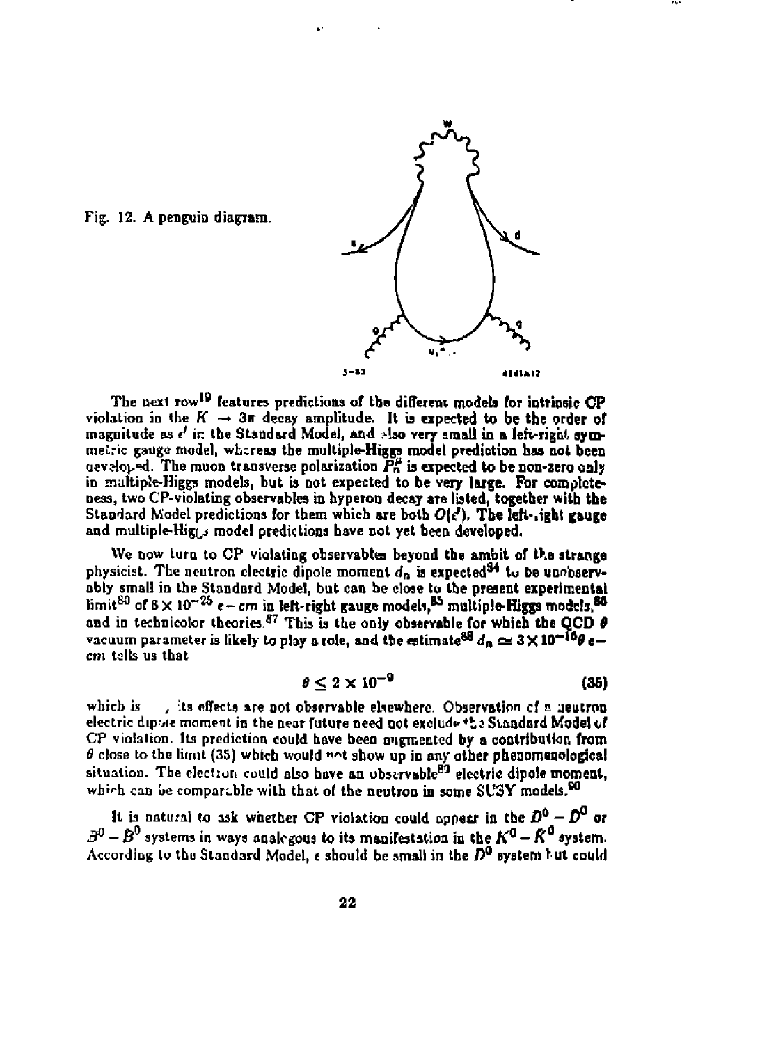Fig. 12. A penguin diagram.

The next row[19] features predictions of the different models for intrinsic CP violation in the $K \to 3\pi$ decay amplitude. It is expected to be the order of magnitude as $\epsilon'$ in the Standard Model, and also very small in a left-right symmetric gauge model, whereas the multiple-Higgs model prediction has not been developed. The muon transverse polarization $P_n^{\mu}$ is expected to be non-zero only in multiple-Higgs models, but is not expected to be very large. For completeness, two CP-violating observables in hyperon decay are listed, together with the Standard Model predictions for them which are both $O(\epsilon')$. The left-right gauge and multiple-Higgs model predictions have not yet been developed.

We now turn to CP violating observables beyond the ambit of the strange physicist. The neutron electric dipole moment $d_n$ is expected[84] to be unobservably small in the Standard Model, but can be close to the present experimental limit[80] of $6 \times 10^{-25}$ $e-cm$ in left-right gauge models,[85] multiple-Higgs models,[86] and in technicolor theories.[87] This is the only observable for which the QCD $\theta$ vacuum parameter is likely to play a role, and the estimate[88] $d_n \simeq 3 \times 10^{-16}\theta$ $e-cm$ tells us that

$$\theta \leq 2 \times 10^{-9} \tag{35}$$

which is , its effects are not observable elsewhere. Observation of a neutron electric dipole moment in the near future need not exclude the Standard Model of CP violation. Its prediction could have been augmented by a contribution from $\theta$ close to the limit (35) which would not show up in any other phenomenological situation. The electron could also have an observable[89] electric dipole moment, which can be comparable with that of the neutron in some SU3Y models.[90]

It is natural to ask whether CP violation could appear in the $D^0 - \bar{D}^0$ or $B^0 - \bar{B}^0$ systems in ways analogous to its manifestation in the $K^0 - \bar{K}^0$ system. According to the Standard Model, $\epsilon$ should be small in the $D^0$ system but could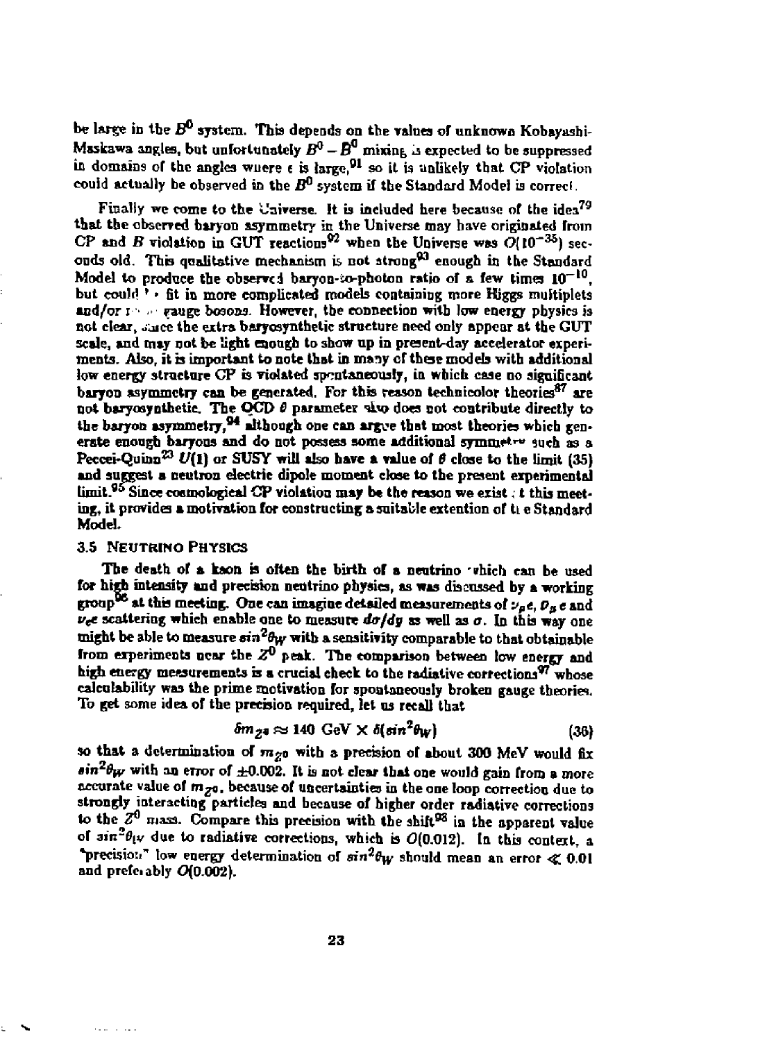be large in the $B^0$ system. This depends on the values of unknown Kobayashi-Maskawa angles, but unfortunately $B^0 - \bar{B}^0$ mixing is expected to be suppressed in domains of the angles where $\epsilon$ is large,[91] so it is unlikely that CP violation could actually be observed in the $B^0$ system if the Standard Model is correct.

Finally we come to the Universe. It is included here because of the idea[79] that the observed baryon asymmetry in the Universe may have originated from CP and $B$ violation in GUT reactions[92] when the Universe was $O(10^{-35})$ seconds old. This qualitative mechanism is not strong[93] enough in the Standard Model to produce the observed baryon-to-photon ratio of a few times $10^{-10}$, but could fit in more complicated models containing more Higgs multiplets and/or more gauge bosons. However, the connection with low energy physics is not clear, since the extra baryosynthetic structure need only appear at the GUT scale, and may not be light enough to show up in present-day accelerator experiments. Also, it is important to note that in many of these models with additional low energy structure CP is violated spontaneously, in which case no significant baryon asymmetry can be generated. For this reason technicolor theories[87] are not baryosynthetic. The QCD $\theta$ parameter also does not contribute directly to the baryon asymmetry,[94] although one can argue that most theories which generate enough baryons and do not possess some additional symmetry such as a Peccei-Quinn[23] $U(1)$ or SUSY will also have a value of $\theta$ close to the limit (35) and suggest a neutron electric dipole moment close to the present experimental limit.[95] Since cosmological CP violation may be the reason we exist at this meeting, it provides a motivation for constructing a suitable extention of the Standard Model.

### 3.5 Neutrino Physics

The death of a kaon is often the birth of a neutrino which can be used for high intensity and precision neutrino physics, as was discussed by a working group[96] at this meeting. One can imagine detailed measurements of $\nu_\mu e$, $\bar{\nu}_\mu e$ and $\nu_e e$ scattering which enable one to measure $d\sigma/dy$ as well as $\sigma$. In this way one might be able to measure $sin^2\theta_W$ with a sensitivity comparable to that obtainable from experiments near the $Z^0$ peak. The comparison between low energy and high energy measurements is a crucial check to the radiative corrections[97] whose calculability was the prime motivation for spontaneously broken gauge theories. To get some idea of the precision required, let us recall that

$$\delta m_{Z^0} \approx 140 \text{ GeV} \times \delta(sin^2\theta_W) \tag{36}$$

so that a determination of $m_{Z^0}$ with a precision of about 300 MeV would fix $sin^2\theta_W$ with an error of $\pm 0.002$. It is not clear that one would gain from a more accurate value of $m_{Z^0}$, because of uncertainties in the one loop correction due to strongly interacting particles and because of higher order radiative corrections to the $Z^0$ mass. Compare this precision with the shift[98] in the apparent value of $sin^2\theta_W$ due to radiative corrections, which is $O(0.012)$. In this context, a "precision" low energy determination of $sin^2\theta_W$ should mean an error $\ll 0.01$ and preferably $O(0.002)$.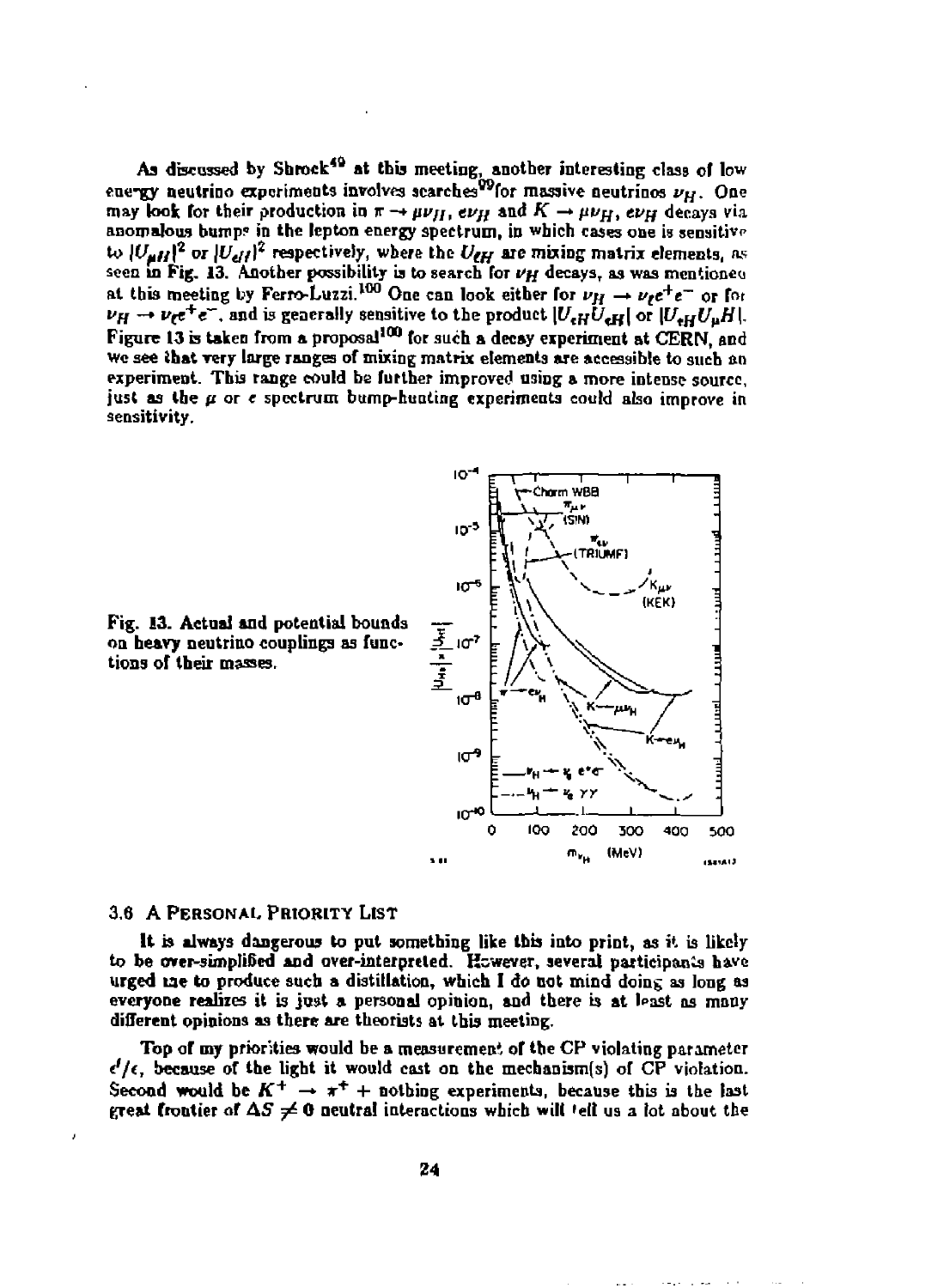As discussed by Shrock[49] at this meeting, another interesting class of low energy neutrino experiments involves searches[99] for massive neutrinos $\nu_H$. One may look for their production in $\pi \to \mu\nu_H$, $e\nu_H$ and $K \to \mu\nu_H$, $e\nu_H$ decays via anomalous bumps in the lepton energy spectrum, in which cases one is sensitive to $|U_{\mu H}|^2$ or $|U_{eH}|^2$ respectively, where the $U_{\ell H}$ are mixing matrix elements, as seen in Fig. 13. Another possibility is to search for $\nu_H$ decays, as was mentioned at this meeting by Ferro-Luzzi.[100] One can look either for $\nu_H \to \nu_\ell e^+ e^-$ or for $\nu_H \to \nu_\ell e^+ e^-$, and is generally sensitive to the product $|U_{eH} U_{eH}|$ or $|U_{eH} U_{\mu H}|$. Figure 13 is taken from a proposal[100] for such a decay experiment at CERN, and we see that very large ranges of mixing matrix elements are accessible to such an experiment. This range could be further improved using a more intense source, just as the $\mu$ or $e$ spectrum bump-hunting experiments could also improve in sensitivity.

Fig. 13. Actual and potential bounds on heavy neutrino couplings as functions of their masses.

### 3.6 A Personal Priority List

It is always dangerous to put something like this into print, as it is likely to be over-simplified and over-interpreted. However, several participants have urged me to produce such a distillation, which I do not mind doing as long as everyone realizes it is just a personal opinion, and there is at least as many different opinions as there are theorists at this meeting.

Top of my priorities would be a measurement of the CP violating parameter $\epsilon'/\epsilon$, because of the light it would cast on the mechanism(s) of CP violation. Second would be $K^+ \to \pi^+ +$ nothing experiments, because this is the last great frontier of $\Delta S \neq 0$ neutral interactions which will tell us a lot about the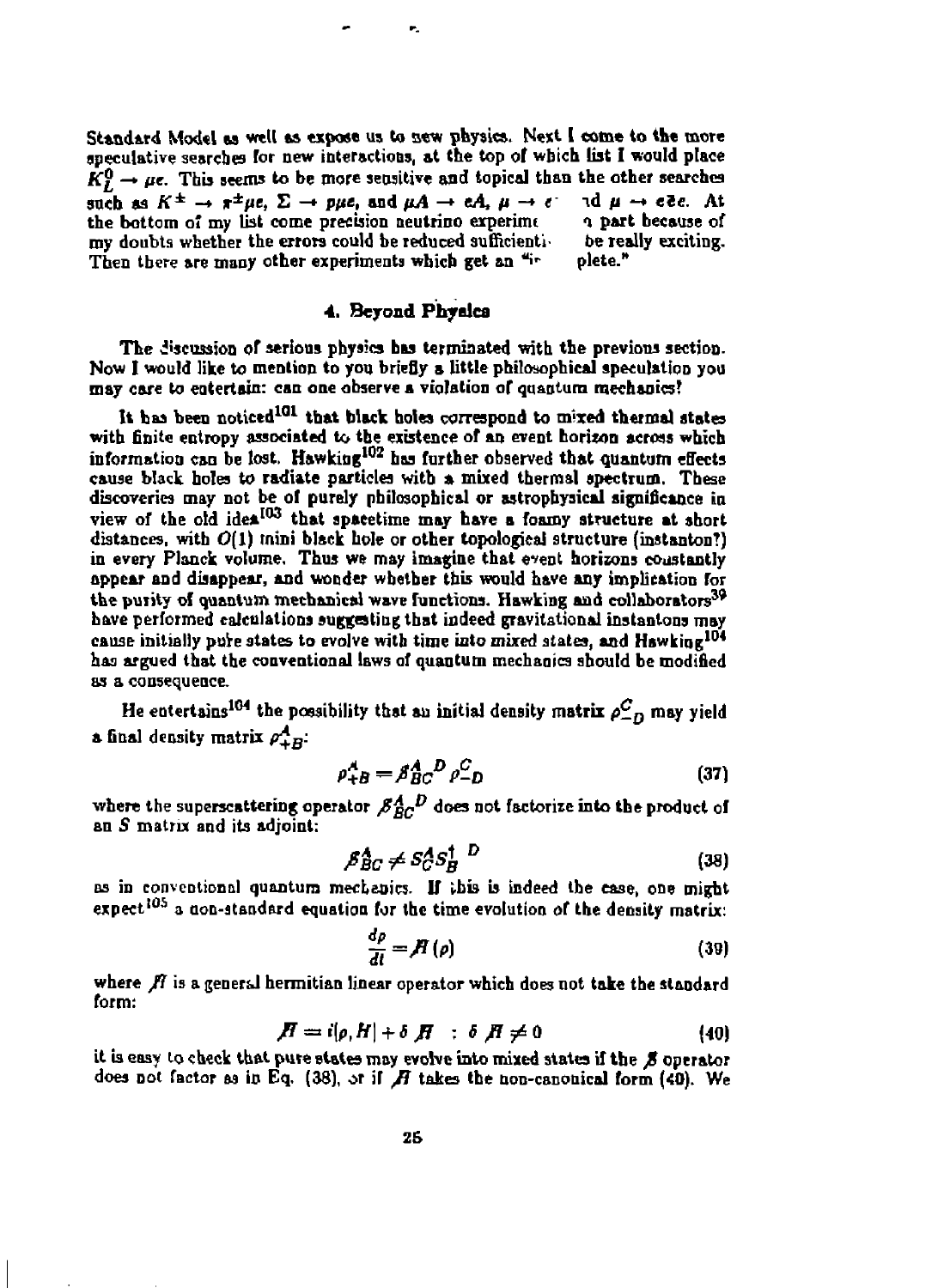Standard Model as well as expose us to new physics. Next I come to the more speculative searches for new interactions, at the top of which list I would place $K_L^0 \to \mu e$. This seems to be more sensitive and topical than the other searches such as $K^\pm \to \pi^\pm \mu e$, $\Sigma \to p\mu e$, and $\mu A \to eA$, $\mu \to e$ ... nd $\mu \to e\bar{e}e$. At the bottom of my list come precision neutrino experime... n part because of my doubts whether the errors could be reduced sufficienti... be really exciting. Then there are many other experiments which get an "i... plete."

## 4. Beyond Physics

The discussion of serious physics has terminated with the previous section. Now I would like to mention to you briefly a little philosophical speculation you may care to entertain: can one observe a violation of quantum mechanics?

It has been noticed[101] that black holes correspond to mixed thermal states with finite entropy associated to the existence of an event horizon across which information can be lost. Hawking[102] has further observed that quantum effects cause black holes to radiate particles with a mixed thermal spectrum. These discoveries may not be of purely philosophical or astrophysical significance in view of the old idea[103] that spacetime may have a foamy structure at short distances, with $O(1)$ mini black hole or other topological structure (instanton?) in every Planck volume. Thus we may imagine that event horizons constantly appear and disappear, and wonder whether this would have any implication for the purity of quantum mechanical wave functions. Hawking and collaborators[39] have performed calculations suggesting that indeed gravitational instantons may cause initially pure states to evolve with time into mixed states, and Hawking[104] has argued that the conventional laws of quantum mechanics should be modified as a consequence.

He entertains[104] the possibility that an initial density matrix $\rho_{-D}^{C}$ may yield a final density matrix $\rho_{+B}^{A}$:

$$\rho_{+B}^{A} = \not{S}_{BC}^{A\ D} \rho_{-D}^{C} \tag{37}$$

where the superscattering operator $\not{S}_{BC}^{A\ D}$ does not factorize into the product of an $S$ matrix and its adjoint:

$$\not{S}_{BC}^{A} \neq S_C^A S_B^{\dagger\ D} \tag{38}$$

as in conventional quantum mechanics. If this is indeed the case, one might expect[105] a non-standard equation for the time evolution of the density matrix:

$$\frac{d\rho}{dt} = \not{H}(\rho) \tag{39}$$

where $\not{H}$ is a general hermitian linear operator which does not take the standard form:

$$\not{H} = i[\rho, H] + \delta \not{H} \quad : \quad \delta \not{H} \neq 0 \tag{40}$$

it is easy to check that pure states may evolve into mixed states if the $\not{S}$ operator does not factor as in Eq. (38), or if $\not{H}$ takes the non-canonical form (40). We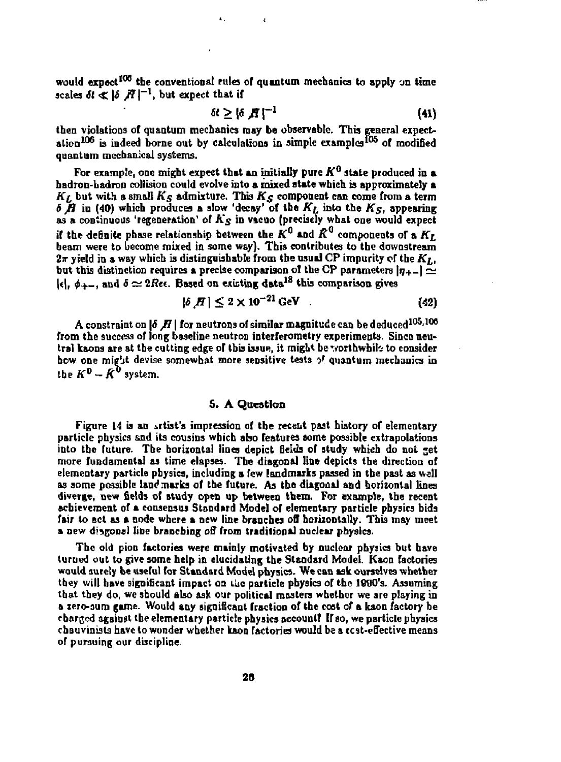would expect[105] the conventional rules of quantum mechanics to apply on time scales $\delta t \ll |\delta \not{H}|^{-1}$, but expect that if

$$\delta t \geq |\delta \not{H}|^{-1} \tag{41}$$

then violations of quantum mechanics may be observable. This general expectation[106] is indeed borne out by calculations in simple examples[105] of modified quantum mechanical systems.

For example, one might expect that an initially pure $K^0$ state produced in a hadron-hadron collision could evolve into a mixed state which is approximately a $K_L$ but with a small $K_S$ admixture. This $K_S$ component can come from a term $\delta \not{H}$ in (40) which produces a slow 'decay' of the $K_L$ into the $K_S$, appearing as a continuous 'regeneration' of $K_S$ in vacuo (precisely what one would expect if the definite phase relationship between the $K^0$ and $\bar{K}^0$ components of a $K_L$ beam were to become mixed in some way). This contributes to the downstream $2\pi$ yield in a way which is distinguishable from the usual CP impurity of the $K_L$, but this distinction requires a precise comparison of the CP parameters $|\eta_{+-}| \simeq |\epsilon|$, $\phi_{+-}$, and $\delta \simeq 2Re\epsilon$. Based on existing data[18] this comparison gives

$$|\delta \not{H}| \leq 2 \times 10^{-21}\,\text{GeV} \quad . \tag{42}$$

A constraint on $|\delta \not{H}|$ for neutrons of similar magnitude can be deduced[105,106] from the success of long baseline neutron interferometry experiments. Since neutral kaons are at the cutting edge of this issue, it might be worthwhile to consider how one might devise somewhat more sensitive tests of quantum mechanics in the $K^0 - \bar{K}^0$ system.

## 5. A Question

Figure 14 is an artist's impression of the recent past history of elementary particle physics and its cousins which also features some possible extrapolations into the future. The horizontal lines depict fields of study which do not get more fundamental as time elapses. The diagonal line depicts the direction of elementary particle physics, including a few landmarks passed in the past as well as some possible landmarks of the future. As the diagonal and horizontal lines diverge, new fields of study open up between them. For example, the recent achievement of a consensus Standard Model of elementary particle physics bids fair to act as a node where a new line branches off horizontally. This may meet a new diagonal line branching off from traditional nuclear physics.

The old pion factories were mainly motivated by nuclear physics but have turned out to give some help in elucidating the Standard Model. Kaon factories would surely be useful for Standard Model physics. We can ask ourselves whether they will have significant impact on the particle physics of the 1990's. Assuming that they do, we should also ask our political masters whether we are playing in a zero-sum game. Would any significant fraction of the cost of a kaon factory be charged against the elementary particle physics account? If so, we particle physics chauvinists have to wonder whether kaon factories would be a cost-effective means of pursuing our discipline.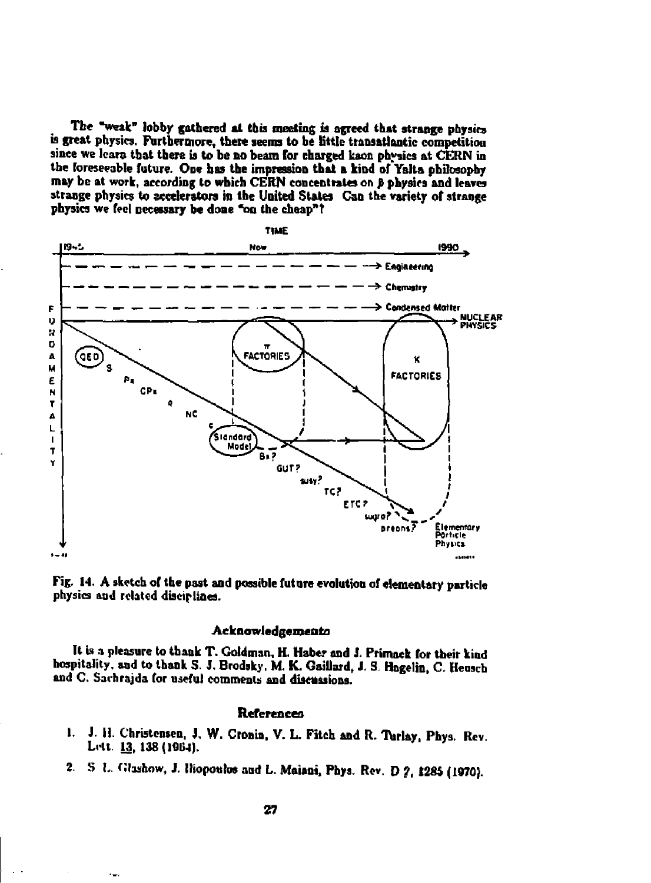The "weak" lobby gathered at this meeting is agreed that strange physics is great physics. Furthermore, there seems to be little transatlantic competition since we learn that there is to be no beam for charged kaon physics at CERN in the foreseeable future. One has the impression that a kind of Yalta philosophy may be at work, according to which CERN concentrates on $\beta$ physics and leaves strange physics to accelerators in the United States. Can the variety of strange physics we feel necessary be done "on the cheap"?

Fig. 14. A sketch of the past and possible future evolution of elementary particle physics and related disciplines.

## Acknowledgements

It is a pleasure to thank T. Goldman, H. Haber and J. Primack for their kind hospitality, and to thank S. J. Brodsky, M. K. Gaillard, J. S. Hagelin, C. Heusch and C. Sachrajda for useful comments and discussions.

## References

1. J. H. Christensen, J. W. Cronin, V. L. Fitch and R. Turlay, Phys. Rev. Lett. 13, 138 (1964).
2. S. L. Glashow, J. Iliopoulos and L. Maiani, Phys. Rev. D 2, 1285 (1970).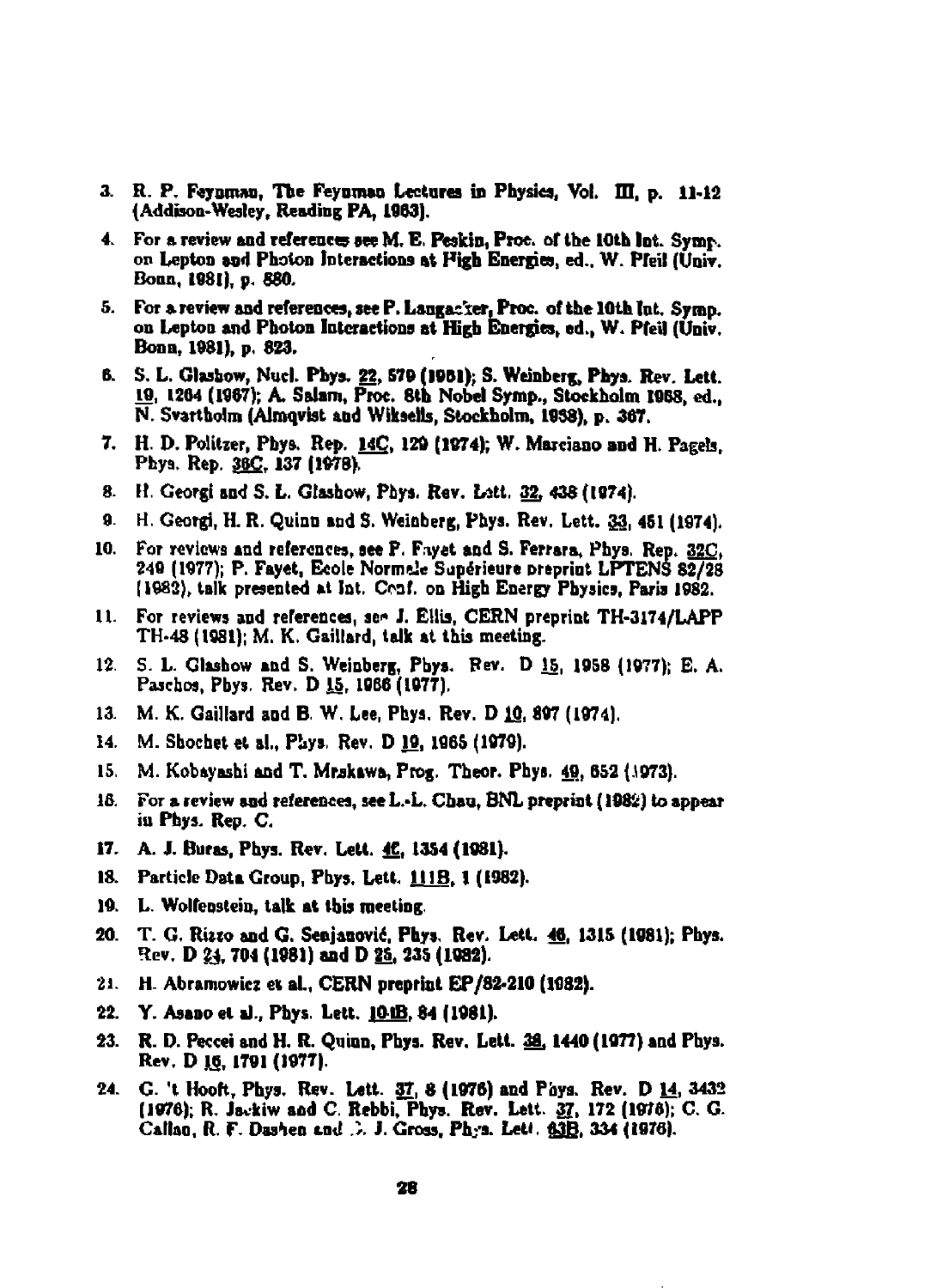3. R. P. Feynman, The Feynman Lectures in Physics, Vol. III, p. 11-12 (Addison-Wesley, Reading PA, 1963).

4. For a review and references see M. E. Peskin, Proc. of the 10th Int. Symp. on Lepton and Photon Interactions at High Energies, ed., W. Pfeil (Univ. Bonn, 1981), p. 880.

5. For a review and references, see P. Langacker, Proc. of the 10th Int. Symp. on Lepton and Photon Interactions at High Energies, ed., W. Pfeil (Univ. Bonn, 1981), p. 823.

6. S. L. Glashow, Nucl. Phys. 22, 579 (1961); S. Weinberg, Phys. Rev. Lett. 19, 1264 (1967); A. Salam, Proc. 8th Nobel Symp., Stockholm 1968, ed., N. Svartholm (Almqvist and Wiksells, Stockholm, 1968), p. 367.

7. H. D. Politzer, Phys. Rep. 14C, 129 (1974); W. Marciano and H. Pagels, Phys. Rep. 36C, 137 (1978).

8. H. Georgi and S. L. Glashow, Phys. Rev. Lett. 32, 438 (1974).

9. H. Georgi, H. R. Quinn and S. Weinberg, Phys. Rev. Lett. 33, 451 (1974).

10. For reviews and references, see P. Fayet and S. Ferrara, Phys. Rep. 32C, 249 (1977); P. Fayet, Ecole Normale Supérieure preprint LPTENS 82/28 (1982), talk presented at Int. Conf. on High Energy Physics, Paris 1982.

11. For reviews and references, see J. Ellis, CERN preprint TH-3174/LAPP TH-48 (1981); M. K. Gaillard, talk at this meeting.

12. S. L. Glashow and S. Weinberg, Phys. Rev. D 15, 1958 (1977); E. A. Paschos, Phys. Rev. D 15, 1966 (1977).

13. M. K. Gaillard and B. W. Lee, Phys. Rev. D 10, 897 (1974).

14. M. Shochet et al., Phys. Rev. D 19, 1965 (1979).

15. M. Kobayashi and T. Maskawa, Prog. Theor. Phys. 49, 652 (1973).

16. For a review and references, see L.-L. Chau, BNL preprint (1982) to appear in Phys. Rep. C.

17. A. J. Buras, Phys. Rev. Lett. 46, 1354 (1981).

18. Particle Data Group, Phys. Lett. 111B, 1 (1982).

19. L. Wolfenstein, talk at this meeting.

20. T. G. Rizzo and G. Senjanović, Phys. Rev. Lett. 46, 1315 (1981); Phys. Rev. D 24, 704 (1981) and D 25, 235 (1982).

21. H. Abramowicz et al., CERN preprint EP/82-210 (1982).

22. Y. Asano et al., Phys. Lett. 104B, 84 (1981).

23. R. D. Peccei and H. R. Quinn, Phys. Rev. Lett. 38, 1440 (1977) and Phys. Rev. D 16, 1791 (1977).

24. G. 't Hooft, Phys. Rev. Lett. 37, 8 (1976) and Phys. Rev. D 14, 3432 (1976); R. Jackiw and C. Rebbi, Phys. Rev. Lett. 37, 172 (1976); C. G. Callan, R. F. Dashen and D. J. Gross, Phys. Lett. 63B, 334 (1976).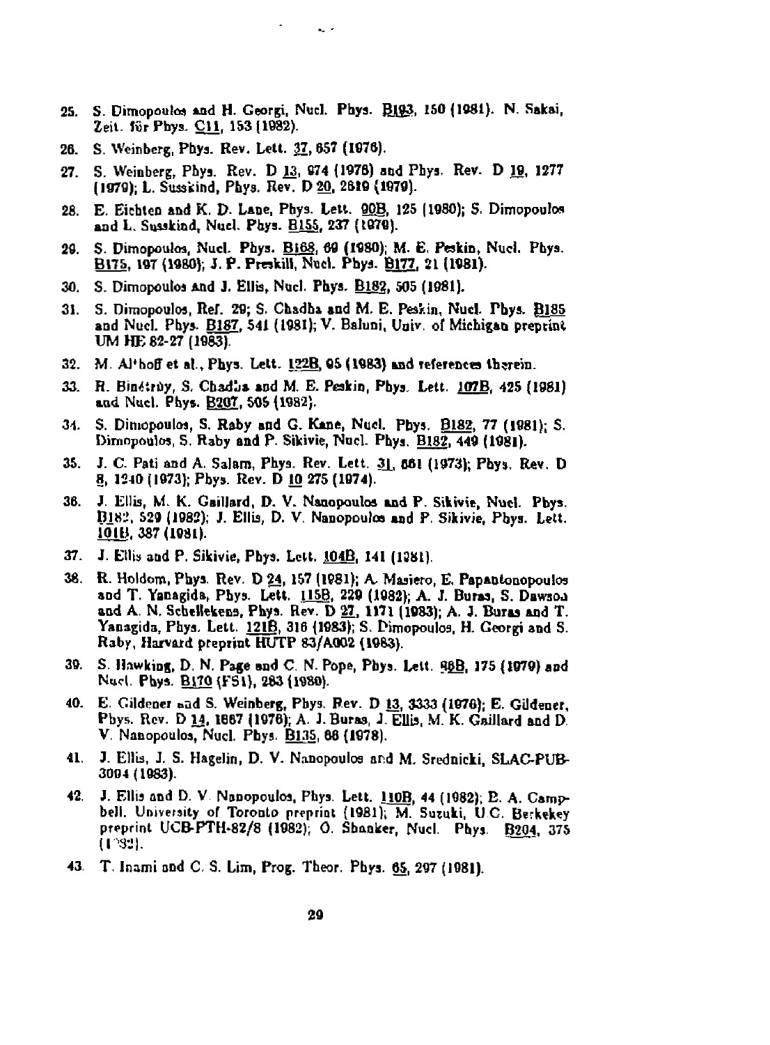25. S. Dimopoulos and H. Georgi, Nucl. Phys. B193, 150 (1981). N. Sakai, Zeit. für Phys. C11, 153 (1982).
26. S. Weinberg, Phys. Rev. Lett. 37, 657 (1976).
27. S. Weinberg, Phys. Rev. D 13, 974 (1976) and Phys. Rev. D 19, 1277 (1979); L. Susskind, Phys. Rev. D 20, 2619 (1979).
28. E. Eichten and K. D. Lane, Phys. Lett. 90B, 125 (1980); S. Dimopoulos and L. Susskind, Nucl. Phys. B155, 237 (1979).
29. S. Dimopoulos, Nucl. Phys. B168, 69 (1980); M. E. Peskin, Nucl. Phys. B175, 197 (1980); J. P. Preskill, Nucl. Phys. B177, 21 (1981).
30. S. Dimopoulos and J. Ellis, Nucl. Phys. B182, 505 (1981).
31. S. Dimopoulos, Ref. 29; S. Chadha and M. E. Peskin, Nucl. Phys. B185 and Nucl. Phys. B187, 541 (1981); V. Baluni, Univ. of Michigan preprint UM HE 82-27 (1983).
32. M. Al'hoff et al., Phys. Lett. 122B, 95 (1983) and references therein.
33. R. Binétruy, S. Chadha and M. E. Peskin, Phys. Lett. 107B, 425 (1981) and Nucl. Phys. B207, 505 (1982).
34. S. Dimopoulos, S. Raby and G. Kane, Nucl. Phys. B182, 77 (1981); S. Dimopoulos, S. Raby and P. Sikivie, Nucl. Phys. B182, 449 (1981).
35. J. C. Pati and A. Salam, Phys. Rev. Lett. 31, 661 (1973); Phys. Rev. D 8, 1240 (1973); Phys. Rev. D 10 275 (1974).
36. J. Ellis, M. K. Gaillard, D. V. Nanopoulos and P. Sikivie, Nucl. Phys. B182, 529 (1982); J. Ellis, D. V. Nanopoulos and P. Sikivie, Phys. Lett. 101B, 387 (1981).
37. J. Ellis and P. Sikivie, Phys. Lett. 104B, 141 (1981).
38. R. Holdom, Phys. Rev. D 24, 157 (1981); A. Masiero, E. Papantonopoulos and T. Yanagida, Phys. Lett. 115B, 229 (1982); A. J. Buras, S. Dawson and A. N. Schellekens, Phys. Rev. D 27, 1171 (1983); A. J. Buras and T. Yanagida, Phys. Lett. 121B, 316 (1983); S. Dimopoulos, H. Georgi and S. Raby, Harvard preprint HUTP 83/A002 (1983).
39. S. Hawking, D. N. Page and C. N. Pope, Phys. Lett. 86B, 175 (1979) and Nucl. Phys. B170 (FS1), 283 (1980).
40. E. Gildener and S. Weinberg, Phys. Rev. D 13, 3333 (1976); E. Gildener, Phys. Rev. D 14, 1667 (1976); A. J. Buras, J. Ellis, M. K. Gaillard and D. V. Nanopoulos, Nucl. Phys. B135, 66 (1978).
41. J. Ellis, J. S. Hagelin, D. V. Nanopoulos and M. Srednicki, SLAC-PUB-3094 (1983).
42. J. Ellis and D. V. Nanopoulos, Phys. Lett. 110B, 44 (1982); B. A. Campbell, University of Toronto preprint (1981); M. Suzuki, U.C. Berkekey preprint UCB-PTH-82/8 (1982); O. Shanker, Nucl. Phys. B204, 375 (1982).
43. T. Inami and C. S. Lim, Prog. Theor. Phys. 65, 297 (1981).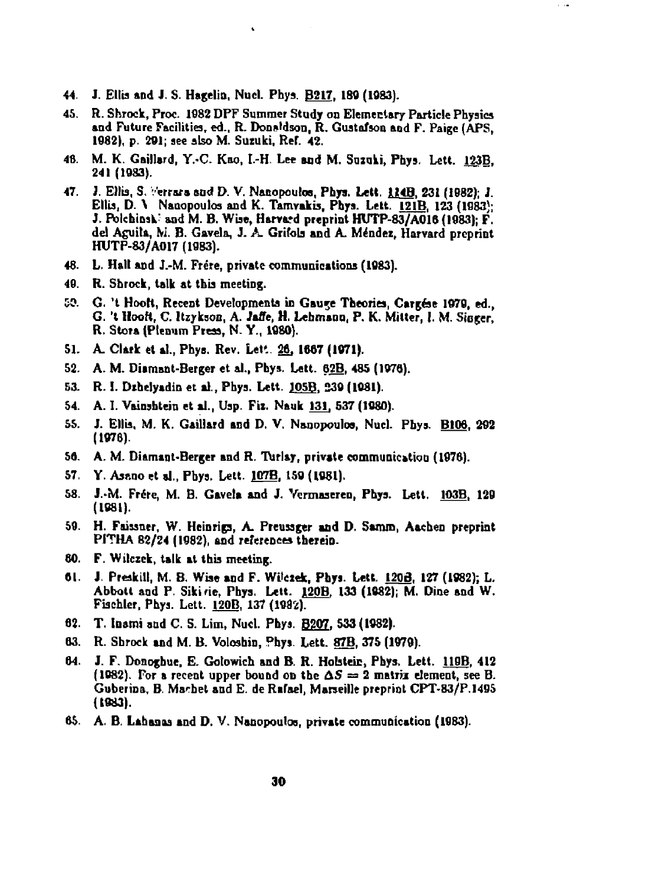44. J. Ellis and J. S. Hagelin, Nucl. Phys. B217, 189 (1983).

45. R. Shrock, Proc. 1982 DPF Summer Study on Elementary Particle Physics and Future Facilities, ed., R. Donaldson, R. Gustafson and F. Paige (APS, 1982), p. 291; see also M. Suzuki, Ref. 42.

46. M. K. Gaillard, Y.-C. Kao, I.-H. Lee and M. Suzuki, Phys. Lett. 123B, 241 (1983).

47. J. Ellis, S. Ferrara and D. V. Nanopoulos, Phys. Lett. 114B, 231 (1982); J. Ellis, D. V. Nanopoulos and K. Tamvakis, Phys. Lett. 121B, 123 (1983); J. Polchinski and M. B. Wise, Harvard preprint HUTP-83/A016 (1983); F. del Aguila, M. B. Gavela, J. A. Grifols and A. Méndez, Harvard preprint HUTP-83/A017 (1983).

48. L. Hall and J.-M. Frère, private communications (1983).

49. R. Shrock, talk at this meeting.

50. G. 't Hooft, Recent Developments in Gauge Theories, Cargèse 1979, ed., G. 't Hooft, C. Itzykson, A. Jaffe, H. Lehmann, P. K. Mitter, I. M. Singer, R. Stora (Plenum Press, N. Y., 1980).

51. A. Clark et al., Phys. Rev. Lett. 26, 1667 (1971).

52. A. M. Diamant-Berger et al., Phys. Lett. 62B, 485 (1976).

53. R. I. Dzhelyadin et al., Phys. Lett. 105B, 239 (1981).

54. A. I. Vainshtein et al., Usp. Fiz. Nauk 131, 537 (1980).

55. J. Ellis, M. K. Gaillard and D. V. Nanopoulos, Nucl. Phys. B109, 292 (1976).

56. A. M. Diamant-Berger and R. Turlay, private communication (1976).

57. Y. Asano et al., Phys. Lett. 107B, 159 (1981).

58. J.-M. Frère, M. B. Gavela and J. Vermaseren, Phys. Lett. 103B, 129 (1981).

59. H. Faissner, W. Heinrigs, A. Preussger and D. Samm, Aachen preprint PITHA 82/24 (1982), and references therein.

60. F. Wilczek, talk at this meeting.

61. J. Preskill, M. B. Wise and F. Wilczek, Phys. Lett. 120B, 127 (1982); L. Abbott and P. Sikivie, Phys. Lett. 120B, 133 (1982); M. Dine and W. Fischler, Phys. Lett. 120B, 137 (1982).

62. T. Inami and C. S. Lim, Nucl. Phys. B207, 533 (1982).

63. R. Shrock and M. B. Voloshin, Phys. Lett. 87B, 375 (1979).

64. J. F. Donoghue, E. Golowich and B. R. Holstein, Phys. Lett. 119B, 412 (1982). For a recent upper bound on the $\Delta S = 2$ matrix element, see B. Guberina, B. Machet and E. de Rafael, Marseille preprint CPT-83/P.1495 (1983).

65. A. B. Lahanas and D. V. Nanopoulos, private communication (1983).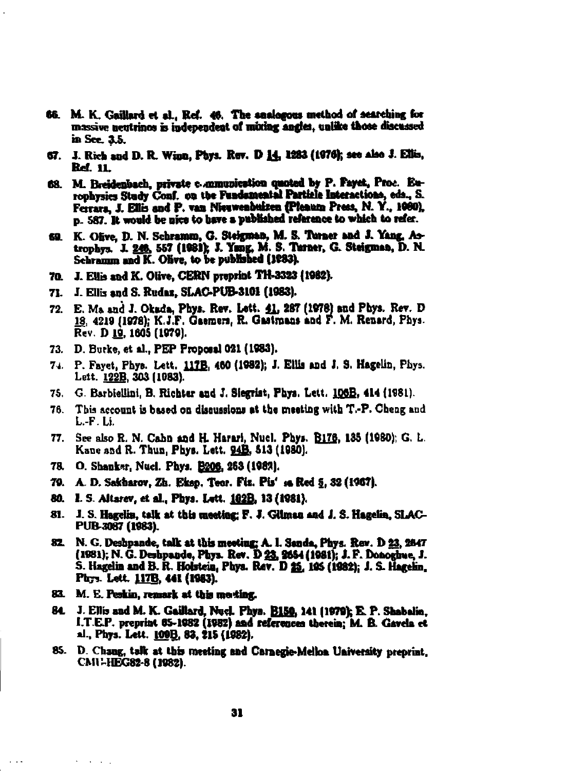66. M. K. Gaillard et al., Ref. 46. The analogous method of searching for massive neutrinos is independent of mixing angles, unlike those discussed in Sec. 3.5.

67. J. Rich and D. R. Winn, Phys. Rev. D 14, 1283 (1976); see also J. Ellis, Ref. 11.

68. M. Breidenbach, private communication quoted by P. Fayet, Proc. Europhysics Study Conf. on the Fundamental Particle Interactions, eds., S. Ferrara, J. Ellis and P. van Nieuwenhuizen (Plenum Press, N. Y., 1980), p. 587. It would be nice to have a published reference to which to refer.

69. K. Olive, D. N. Schramm, G. Steigman, M. S. Turner and J. Yang, Astrophys. J. 246, 557 (1981); J. Yang, M. S. Turner, G. Steigman, D. N. Schramm and K. Olive, to be published (1983).

70. J. Ellis and K. Olive, CERN preprint TH-3323 (1982).

71. J. Ellis and S. Rudaz, SLAC-PUB-3101 (1983).

72. E. Ma and J. Okada, Phys. Rev. Lett. 41, 287 (1978) and Phys. Rev. D 18, 4219 (1978); K.J.F. Gaemers, R. Gastmans and F. M. Renard, Phys. Rev. D 19, 1605 (1979).

73. D. Burke, et al., PEP Proposal 021 (1983).

74. P. Fayet, Phys. Lett. 117B, 460 (1982); J. Ellis and J. S. Hagelin, Phys. Lett. 122B, 303 (1983).

75. G. Barbiellini, B. Richter and J. Siegrist, Phys. Lett. 106B, 414 (1981).

76. This account is based on discussions at the meeting with T.-P. Cheng and L.-F. Li.

77. See also R. N. Cahn and H. Harari, Nucl. Phys. B176, 135 (1980); G. L. Kane and R. Thun, Phys. Lett. 94B, 513 (1980).

78. O. Shanker, Nucl. Phys. B206, 253 (1982).

79. A. D. Sakharov, Zh. Eksp. Teor. Fiz. Pis' ma Red 5, 32 (1967).

80. I. S. Altarev, et al., Phys. Lett. 102B, 13 (1981).

81. J. S. Hagelin, talk at this meeting; F. J. Gilman and J. S. Hagelin, SLAC-PUB-3087 (1983).

82. N. G. Deshpande, talk at this meeting; A. I. Sanda, Phys. Rev. D 23, 2647 (1981); N. G. Deshpande, Phys. Rev. D 23, 2654 (1981); J. F. Donoghue, J. S. Hagelin and B. R. Holstein, Phys. Rev. D 25, 195 (1982); J. S. Hagelin, Phys. Lett. 117B, 441 (1982).

83. M. E. Peskin, remark at this meeting.

84. J. Ellis and M. K. Gaillard, Nucl. Phys. B150, 141 (1979); E. P. Shabalin, I.T.E.P. preprint 65-1982 (1982) and references therein; M. B. Gavela et al., Phys. Lett. 109B, 83, 215 (1982).

85. D. Chang, talk at this meeting and Carnegie-Mellon University preprint, CMU-HEG82-8 (1982).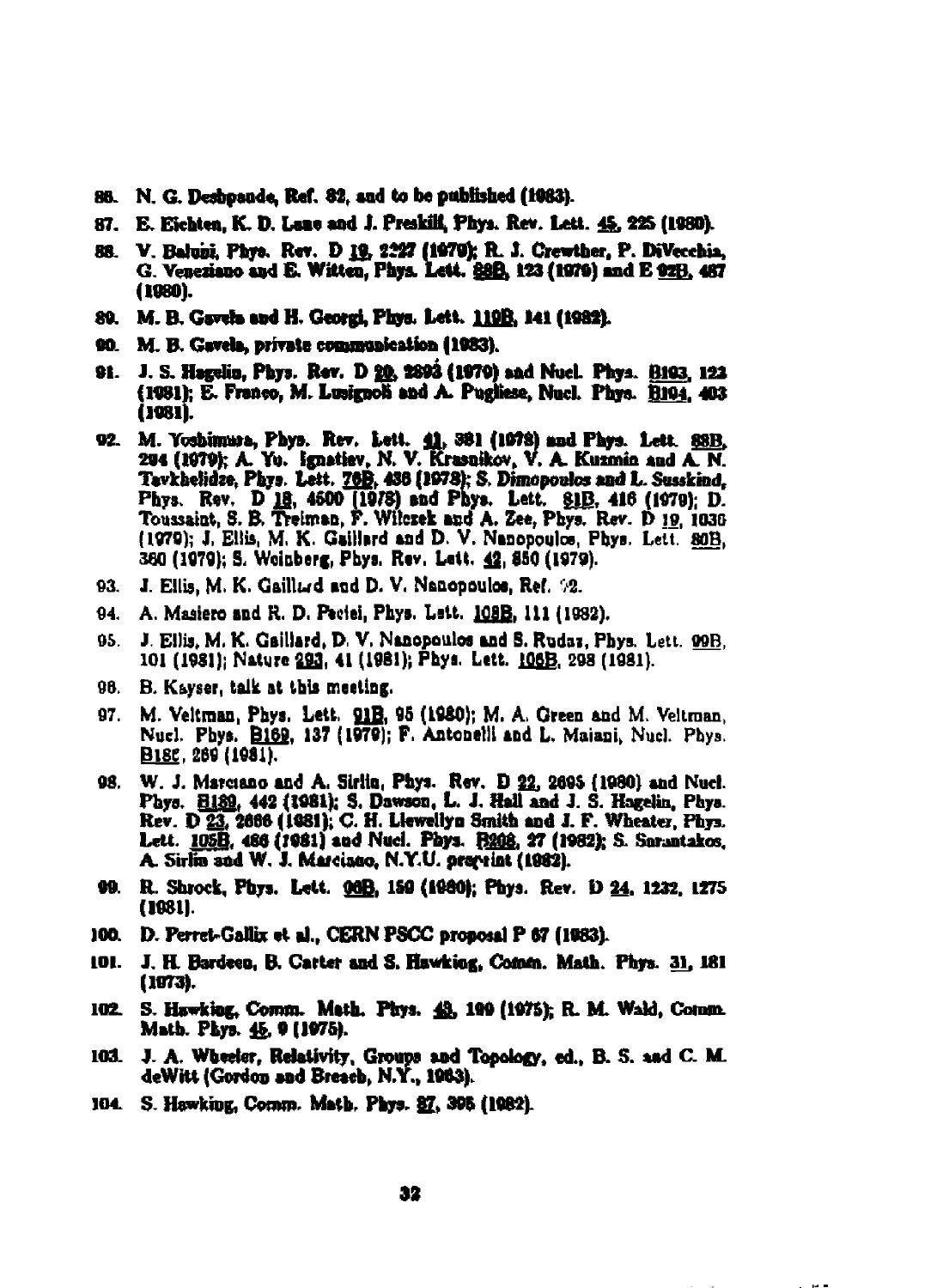86. N. G. Deshpande, Ref. 82, and to be published (1983).

87. E. Eichten, K. D. Lane and J. Preskill, Phys. Rev. Lett. 45, 225 (1980).

88. V. Baluni, Phys. Rev. D 19, 2227 (1979); R. J. Crewther, P. DiVecchia, G. Veneziano and E. Witten, Phys. Lett. 88B, 123 (1979) and E 92B, 487 (1980).

89. M. B. Gavela and H. Georgi, Phys. Lett. 119B, 141 (1982).

90. M. B. Gavela, private communication (1983).

91. J. S. Hagelin, Phys. Rev. D 20, 2893 (1979) and Nucl. Phys. B193, 123 (1981); E. Franco, M. Lusignoli and A. Pugliese, Nucl. Phys. B194, 403 (1981).

92. M. Yoshimura, Phys. Rev. Lett. 41, 381 (1978) and Phys. Lett. 88B, 294 (1979); A. Yu. Ignatiev, N. V. Krasnikov, V. A. Kuzmin and A. N. Tavkhelidze, Phys. Lett. 76B, 436 (1978); S. Dimopoulos and L. Susskind, Phys. Rev. D 18, 4500 (1978) and Phys. Lett. 81B, 416 (1979); D. Toussaint, S. B. Treiman, F. Wilczek and A. Zee, Phys. Rev. D 19, 1036 (1979); J. Ellis, M. K. Gaillard and D. V. Nanopoulos, Phys. Lett. 80B, 360 (1979); S. Weinberg, Phys. Rev. Lett. 42, 850 (1979).

93. J. Ellis, M. K. Gaillard and D. V. Nanopoulos, Ref. 92.

94. A. Masiero and R. D. Peccei, Phys. Lett. 108B, 111 (1982).

95. J. Ellis, M. K. Gaillard, D. V. Nanopoulos and S. Rudaz, Phys. Lett. 99B, 101 (1981); Nature 293, 41 (1981); Phys. Lett. 106B, 298 (1981).

96. B. Kayser, talk at this meeting.

97. M. Veltman, Phys. Lett. 91B, 95 (1980); M. A. Green and M. Veltman, Nucl. Phys. B169, 137 (1979); F. Antonelli and L. Maiani, Nucl. Phys. B186, 269 (1981).

98. W. J. Marciano and A. Sirlin, Phys. Rev. D 22, 2695 (1980) and Nucl. Phys. B189, 442 (1981); S. Dawson, L. J. Hall and J. S. Hagelin, Phys. Rev. D 23, 2666 (1981); C. H. Llewellyn Smith and J. F. Wheater, Phys. Lett. 105B, 486 (1981) and Nucl. Phys. B208, 27 (1982); S. Sarantakos, A. Sirlin and W. J. Marciano, N.Y.U. preprint (1982).

99. R. Shrock, Phys. Lett. 96B, 159 (1980); Phys. Rev. D 24, 1232, 1275 (1981).

100. D. Perret-Gallix et al., CERN PSCC proposal P 67 (1983).

101. J. H. Bardeen, B. Carter and S. Hawking, Comm. Math. Phys. 31, 181 (1973).

102. S. Hawking, Comm. Math. Phys. 43, 199 (1975); R. M. Wald, Comm. Math. Phys. 45, 9 (1975).

103. J. A. Wheeler, Relativity, Groups and Topology, ed., B. S. and C. M. deWitt (Gordon and Breach, N.Y., 1963).

104. S. Hawking, Comm. Math. Phys. 87, 395 (1982).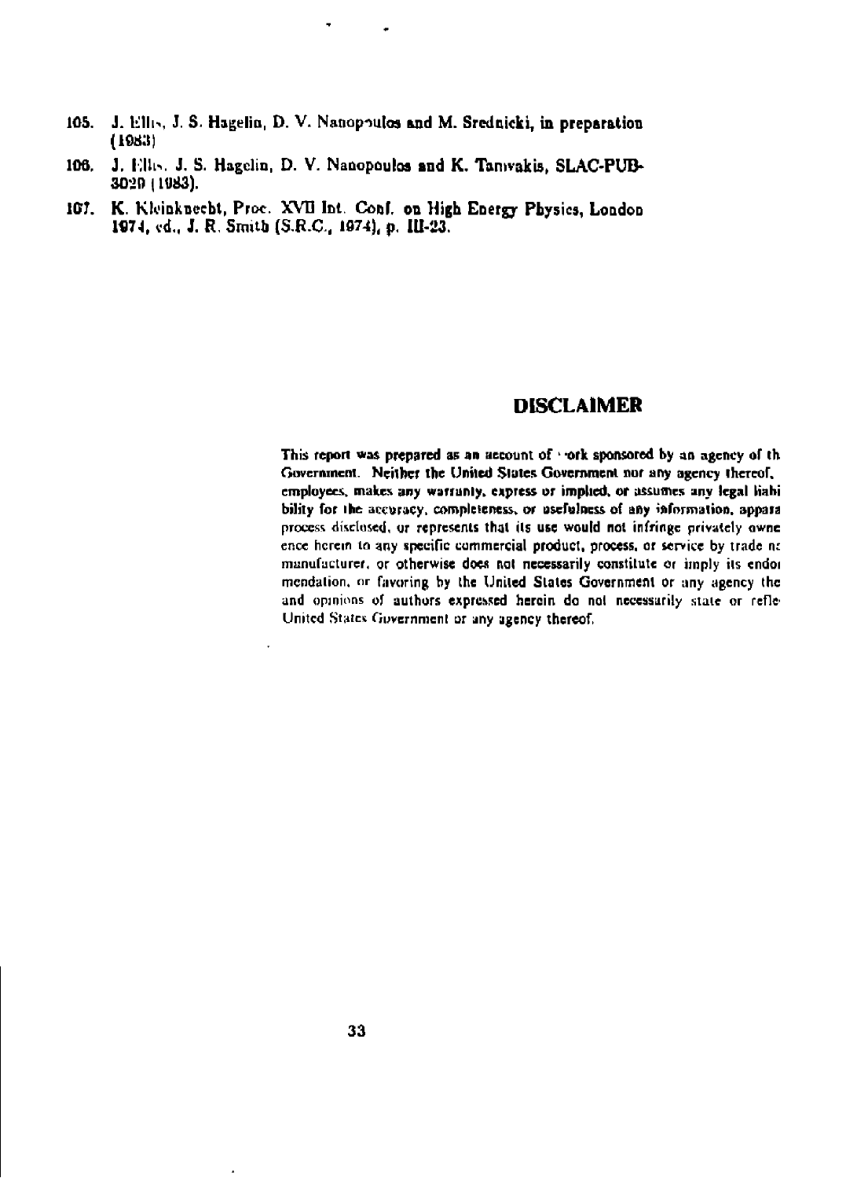105. J. Ellis, J. S. Hagelin, D. V. Nanopoulos and M. Srednicki, in preparation (1983)

106. J. Ellis, J. S. Hagelin, D. V. Nanopoulos and K. Tamvakis, SLAC-PUB-3020 (1983).

107. K. Kleinknecht, Proc. XVII Int. Conf. on High Energy Physics, London 1974, ed., J. R. Smith (S.R.C., 1974), p. III-23.

## DISCLAIMER

This report was prepared as an account of work sponsored by an agency of th Government. Neither the United States Government nor any agency thereof, employees, makes any warranty, express or implied, or assumes any legal liabi bility for the accuracy, completeness, or usefulness of any information, appara process disclosed, or represents that its use would not infringe privately owne ence herein to any specific commercial product, process, or service by trade n manufacturer, or otherwise does not necessarily constitute or imply its endor mendation, or favoring by the United States Government or any agency the and opinions of authors expressed herein do not necessarily state or refle United States Government or any agency thereof.